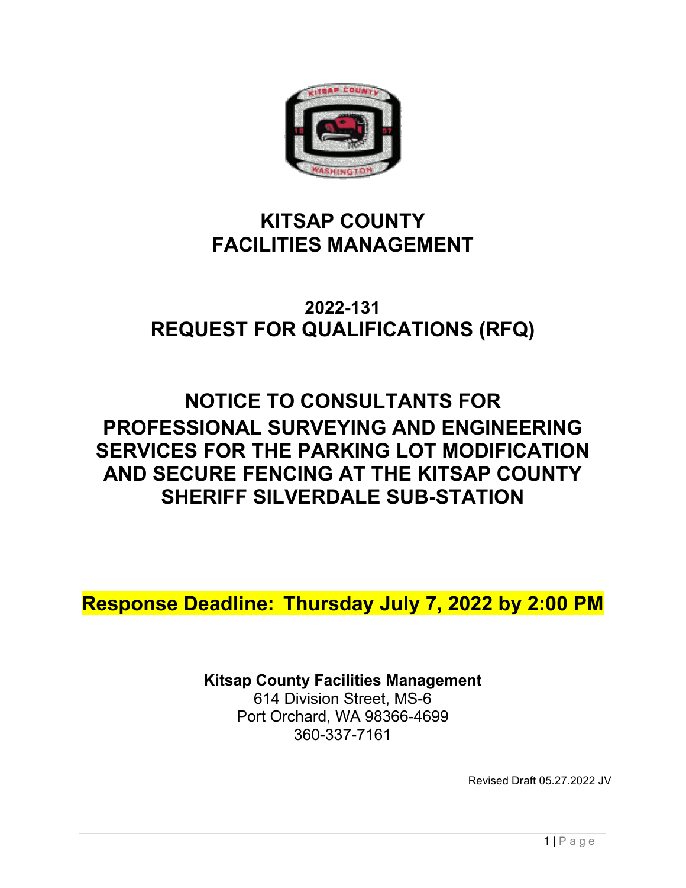# KITSAP COUNTY
# FACILITIES MANAGEMENT

## 2022-131
## REQUEST FOR QUALIFICATIONS (RFQ)

## NOTICE TO CONSULTANTS FOR PROFESSIONAL SURVEYING AND ENGINEERING SERVICES FOR THE PARKING LOT MODIFICATION AND SECURE FENCING AT THE KITSAP COUNTY SHERIFF SILVERDALE SUB-STATION

**Response Deadline: Thursday July 7, 2022 by 2:00 PM**

**Kitsap County Facilities Management**
614 Division Street, MS-6
Port Orchard, WA 98366-4699
360-337-7161

Revised Draft 05.27.2022 JV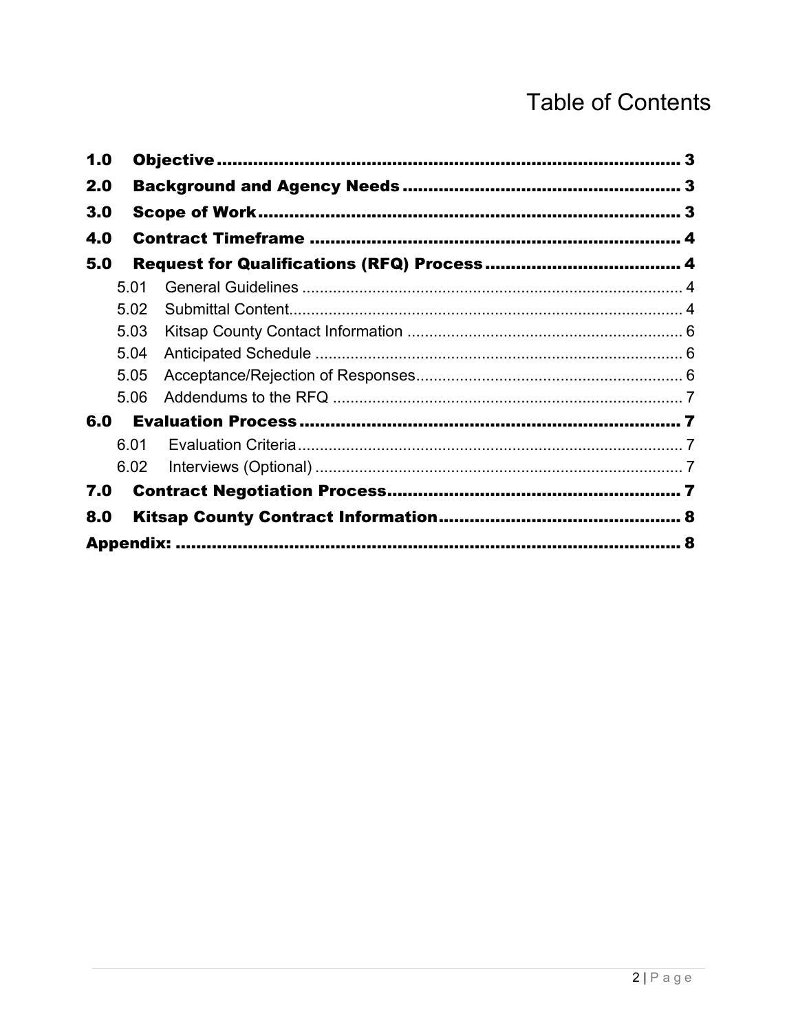# Table of Contents

- **1.0 Objective** ........ 3
- **2.0 Background and Agency Needs** ........ 3
- **3.0 Scope of Work** ........ 3
- **4.0 Contract Timeframe** ........ 4
- **5.0 Request for Qualifications (RFQ) Process** ........ 4
  - 5.01 General Guidelines ........ 4
  - 5.02 Submittal Content ........ 4
  - 5.03 Kitsap County Contact Information ........ 6
  - 5.04 Anticipated Schedule ........ 6
  - 5.05 Acceptance/Rejection of Responses ........ 6
  - 5.06 Addendums to the RFQ ........ 7
- **6.0 Evaluation Process** ........ 7
  - 6.01 Evaluation Criteria ........ 7
  - 6.02 Interviews (Optional) ........ 7
- **7.0 Contract Negotiation Process** ........ 7
- **8.0 Kitsap County Contract Information** ........ 8
- **Appendix:** ........ 8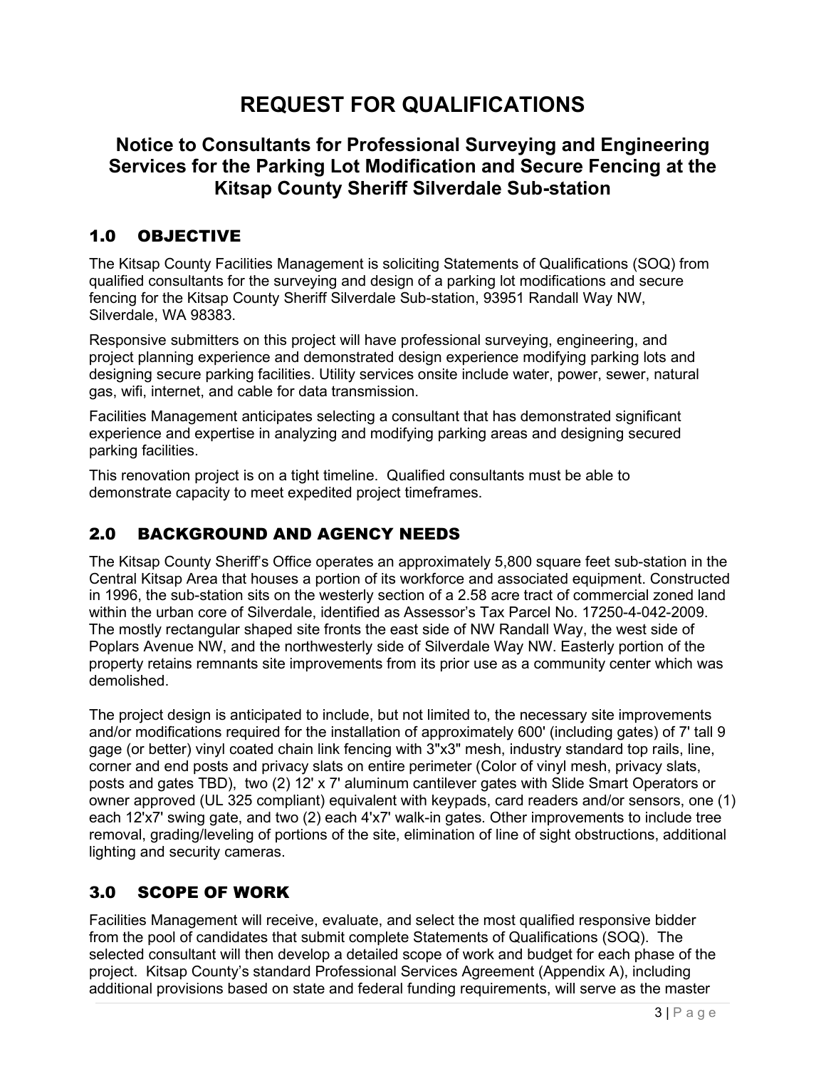# REQUEST FOR QUALIFICATIONS

## Notice to Consultants for Professional Surveying and Engineering Services for the Parking Lot Modification and Secure Fencing at the Kitsap County Sheriff Silverdale Sub-station

## 1.0 OBJECTIVE

The Kitsap County Facilities Management is soliciting Statements of Qualifications (SOQ) from qualified consultants for the surveying and design of a parking lot modifications and secure fencing for the Kitsap County Sheriff Silverdale Sub-station, 93951 Randall Way NW, Silverdale, WA 98383.

Responsive submitters on this project will have professional surveying, engineering, and project planning experience and demonstrated design experience modifying parking lots and designing secure parking facilities. Utility services onsite include water, power, sewer, natural gas, wifi, internet, and cable for data transmission.

Facilities Management anticipates selecting a consultant that has demonstrated significant experience and expertise in analyzing and modifying parking areas and designing secured parking facilities.

This renovation project is on a tight timeline. Qualified consultants must be able to demonstrate capacity to meet expedited project timeframes.

## 2.0 BACKGROUND AND AGENCY NEEDS

The Kitsap County Sheriff's Office operates an approximately 5,800 square feet sub-station in the Central Kitsap Area that houses a portion of its workforce and associated equipment. Constructed in 1996, the sub-station sits on the westerly section of a 2.58 acre tract of commercial zoned land within the urban core of Silverdale, identified as Assessor's Tax Parcel No. 17250-4-042-2009. The mostly rectangular shaped site fronts the east side of NW Randall Way, the west side of Poplars Avenue NW, and the northwesterly side of Silverdale Way NW. Easterly portion of the property retains remnants site improvements from its prior use as a community center which was demolished.

The project design is anticipated to include, but not limited to, the necessary site improvements and/or modifications required for the installation of approximately 600' (including gates) of 7' tall 9 gage (or better) vinyl coated chain link fencing with 3"x3" mesh, industry standard top rails, line, corner and end posts and privacy slats on entire perimeter (Color of vinyl mesh, privacy slats, posts and gates TBD), two (2) 12' x 7' aluminum cantilever gates with Slide Smart Operators or owner approved (UL 325 compliant) equivalent with keypads, card readers and/or sensors, one (1) each 12'x7' swing gate, and two (2) each 4'x7' walk-in gates. Other improvements to include tree removal, grading/leveling of portions of the site, elimination of line of sight obstructions, additional lighting and security cameras.

## 3.0 SCOPE OF WORK

Facilities Management will receive, evaluate, and select the most qualified responsive bidder from the pool of candidates that submit complete Statements of Qualifications (SOQ). The selected consultant will then develop a detailed scope of work and budget for each phase of the project. Kitsap County's standard Professional Services Agreement (Appendix A), including additional provisions based on state and federal funding requirements, will serve as the master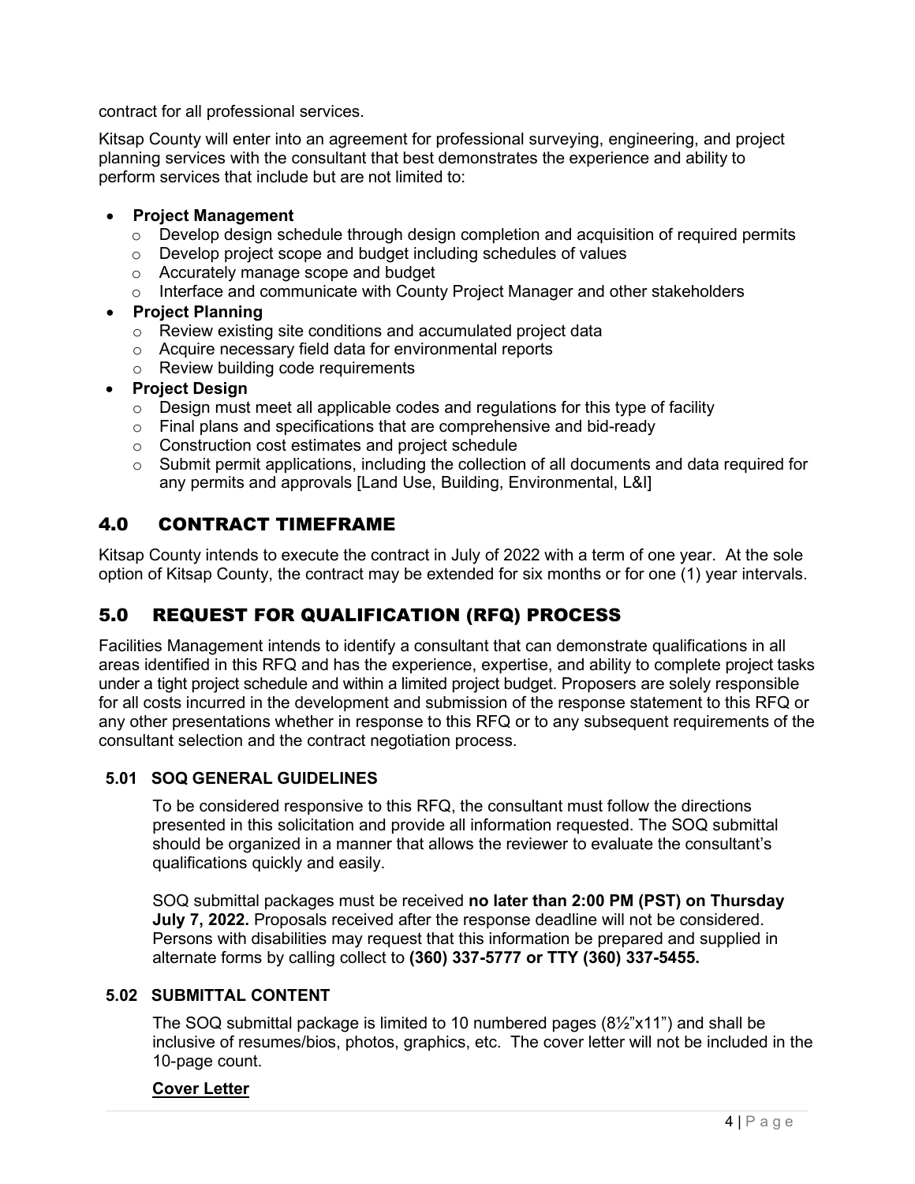contract for all professional services.

Kitsap County will enter into an agreement for professional surveying, engineering, and project planning services with the consultant that best demonstrates the experience and ability to perform services that include but are not limited to:

- **Project Management**
  - Develop design schedule through design completion and acquisition of required permits
  - Develop project scope and budget including schedules of values
  - Accurately manage scope and budget
  - Interface and communicate with County Project Manager and other stakeholders
- **Project Planning**
  - Review existing site conditions and accumulated project data
  - Acquire necessary field data for environmental reports
  - Review building code requirements
- **Project Design**
  - Design must meet all applicable codes and regulations for this type of facility
  - Final plans and specifications that are comprehensive and bid-ready
  - Construction cost estimates and project schedule
  - Submit permit applications, including the collection of all documents and data required for any permits and approvals [Land Use, Building, Environmental, L&I]

## 4.0 CONTRACT TIMEFRAME

Kitsap County intends to execute the contract in July of 2022 with a term of one year. At the sole option of Kitsap County, the contract may be extended for six months or for one (1) year intervals.

## 5.0 REQUEST FOR QUALIFICATION (RFQ) PROCESS

Facilities Management intends to identify a consultant that can demonstrate qualifications in all areas identified in this RFQ and has the experience, expertise, and ability to complete project tasks under a tight project schedule and within a limited project budget. Proposers are solely responsible for all costs incurred in the development and submission of the response statement to this RFQ or any other presentations whether in response to this RFQ or to any subsequent requirements of the consultant selection and the contract negotiation process.

### 5.01 SOQ GENERAL GUIDELINES

To be considered responsive to this RFQ, the consultant must follow the directions presented in this solicitation and provide all information requested. The SOQ submittal should be organized in a manner that allows the reviewer to evaluate the consultant's qualifications quickly and easily.

SOQ submittal packages must be received **no later than 2:00 PM (PST) on Thursday July 7, 2022.** Proposals received after the response deadline will not be considered. Persons with disabilities may request that this information be prepared and supplied in alternate forms by calling collect to **(360) 337-5777 or TTY (360) 337-5455.**

### 5.02 SUBMITTAL CONTENT

The SOQ submittal package is limited to 10 numbered pages (8½"x11") and shall be inclusive of resumes/bios, photos, graphics, etc. The cover letter will not be included in the 10-page count.

**Cover Letter**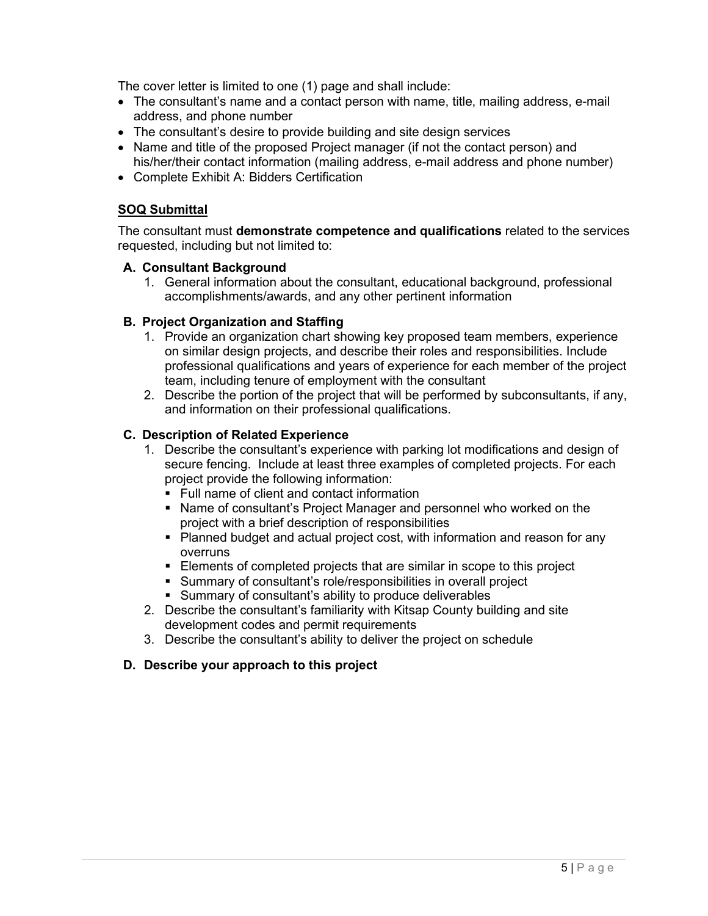The cover letter is limited to one (1) page and shall include:

- The consultant's name and a contact person with name, title, mailing address, e-mail address, and phone number
- The consultant's desire to provide building and site design services
- Name and title of the proposed Project manager (if not the contact person) and his/her/their contact information (mailing address, e-mail address and phone number)
- Complete Exhibit A: Bidders Certification

## SOQ Submittal

The consultant must **demonstrate competence and qualifications** related to the services requested, including but not limited to:

### A. Consultant Background

1. General information about the consultant, educational background, professional accomplishments/awards, and any other pertinent information

### B. Project Organization and Staffing

1. Provide an organization chart showing key proposed team members, experience on similar design projects, and describe their roles and responsibilities. Include professional qualifications and years of experience for each member of the project team, including tenure of employment with the consultant
2. Describe the portion of the project that will be performed by subconsultants, if any, and information on their professional qualifications.

### C. Description of Related Experience

1. Describe the consultant's experience with parking lot modifications and design of secure fencing. Include at least three examples of completed projects. For each project provide the following information:
   - Full name of client and contact information
   - Name of consultant's Project Manager and personnel who worked on the project with a brief description of responsibilities
   - Planned budget and actual project cost, with information and reason for any overruns
   - Elements of completed projects that are similar in scope to this project
   - Summary of consultant's role/responsibilities in overall project
   - Summary of consultant's ability to produce deliverables
2. Describe the consultant's familiarity with Kitsap County building and site development codes and permit requirements
3. Describe the consultant's ability to deliver the project on schedule

### D. Describe your approach to this project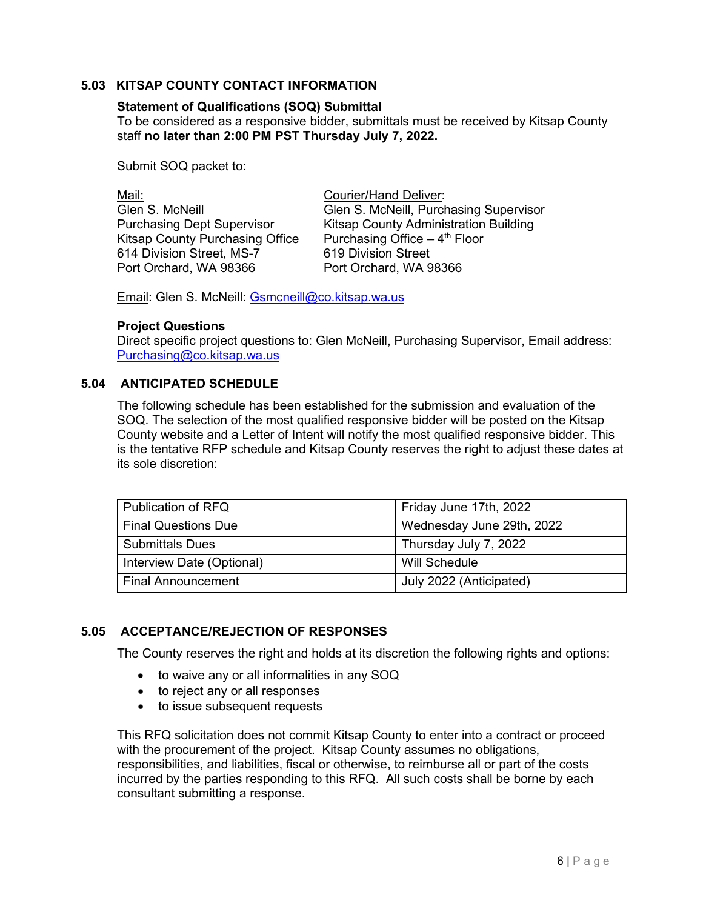## 5.03 KITSAP COUNTY CONTACT INFORMATION

**Statement of Qualifications (SOQ) Submittal**
To be considered as a responsive bidder, submittals must be received by Kitsap County staff **no later than 2:00 PM PST Thursday July 7, 2022.**

Submit SOQ packet to:

<u>Mail:</u>
Glen S. McNeill
Purchasing Dept Supervisor
Kitsap County Purchasing Office
614 Division Street, MS-7
Port Orchard, WA 98366

<u>Courier/Hand Deliver</u>:
Glen S. McNeill, Purchasing Supervisor
Kitsap County Administration Building
Purchasing Office – 4th Floor
619 Division Street
Port Orchard, WA 98366

<u>Email</u>: Glen S. McNeill: Gsmcneill@co.kitsap.wa.us

**Project Questions**
Direct specific project questions to: Glen McNeill, Purchasing Supervisor, Email address: Purchasing@co.kitsap.wa.us

## 5.04 ANTICIPATED SCHEDULE

The following schedule has been established for the submission and evaluation of the SOQ. The selection of the most qualified responsive bidder will be posted on the Kitsap County website and a Letter of Intent will notify the most qualified responsive bidder. This is the tentative RFP schedule and Kitsap County reserves the right to adjust these dates at its sole discretion:

| Publication of RFQ | Friday June 17th, 2022 |
|---|---|
| Final Questions Due | Wednesday June 29th, 2022 |
| Submittals Dues | Thursday July 7, 2022 |
| Interview Date (Optional) | Will Schedule |
| Final Announcement | July 2022 (Anticipated) |

## 5.05 ACCEPTANCE/REJECTION OF RESPONSES

The County reserves the right and holds at its discretion the following rights and options:

- to waive any or all informalities in any SOQ
- to reject any or all responses
- to issue subsequent requests

This RFQ solicitation does not commit Kitsap County to enter into a contract or proceed with the procurement of the project. Kitsap County assumes no obligations, responsibilities, and liabilities, fiscal or otherwise, to reimburse all or part of the costs incurred by the parties responding to this RFQ. All such costs shall be borne by each consultant submitting a response.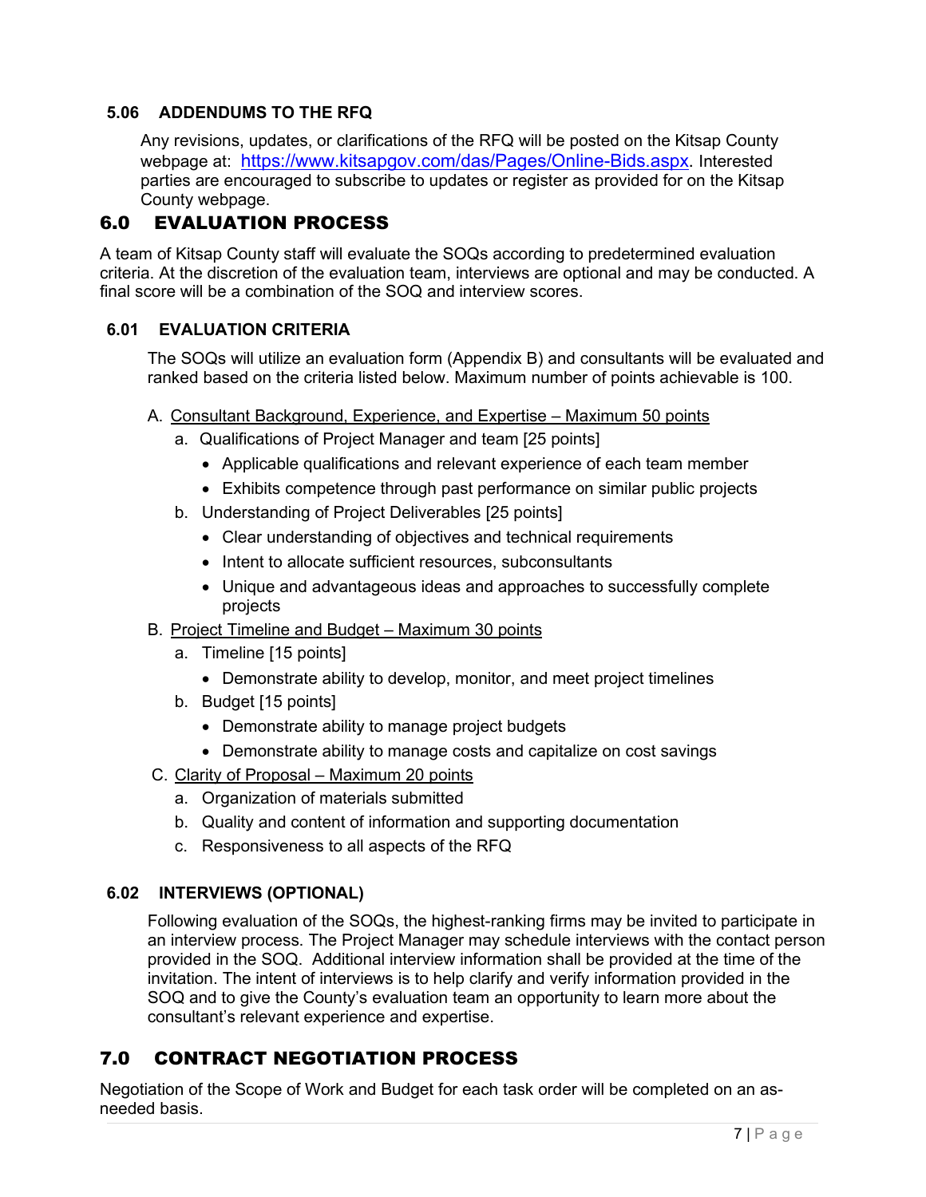### 5.06 ADDENDUMS TO THE RFQ

Any revisions, updates, or clarifications of the RFQ will be posted on the Kitsap County webpage at: https://www.kitsapgov.com/das/Pages/Online-Bids.aspx. Interested parties are encouraged to subscribe to updates or register as provided for on the Kitsap County webpage.

## 6.0 EVALUATION PROCESS

A team of Kitsap County staff will evaluate the SOQs according to predetermined evaluation criteria. At the discretion of the evaluation team, interviews are optional and may be conducted. A final score will be a combination of the SOQ and interview scores.

### 6.01 EVALUATION CRITERIA

The SOQs will utilize an evaluation form (Appendix B) and consultants will be evaluated and ranked based on the criteria listed below. Maximum number of points achievable is 100.

A. Consultant Background, Experience, and Expertise – Maximum 50 points
   a. Qualifications of Project Manager and team [25 points]
      - Applicable qualifications and relevant experience of each team member
      - Exhibits competence through past performance on similar public projects
   b. Understanding of Project Deliverables [25 points]
      - Clear understanding of objectives and technical requirements
      - Intent to allocate sufficient resources, subconsultants
      - Unique and advantageous ideas and approaches to successfully complete projects

B. Project Timeline and Budget – Maximum 30 points
   a. Timeline [15 points]
      - Demonstrate ability to develop, monitor, and meet project timelines
   b. Budget [15 points]
      - Demonstrate ability to manage project budgets
      - Demonstrate ability to manage costs and capitalize on cost savings

C. Clarity of Proposal – Maximum 20 points
   a. Organization of materials submitted
   b. Quality and content of information and supporting documentation
   c. Responsiveness to all aspects of the RFQ

### 6.02 INTERVIEWS (OPTIONAL)

Following evaluation of the SOQs, the highest-ranking firms may be invited to participate in an interview process. The Project Manager may schedule interviews with the contact person provided in the SOQ. Additional interview information shall be provided at the time of the invitation. The intent of interviews is to help clarify and verify information provided in the SOQ and to give the County's evaluation team an opportunity to learn more about the consultant's relevant experience and expertise.

## 7.0 CONTRACT NEGOTIATION PROCESS

Negotiation of the Scope of Work and Budget for each task order will be completed on an as-needed basis.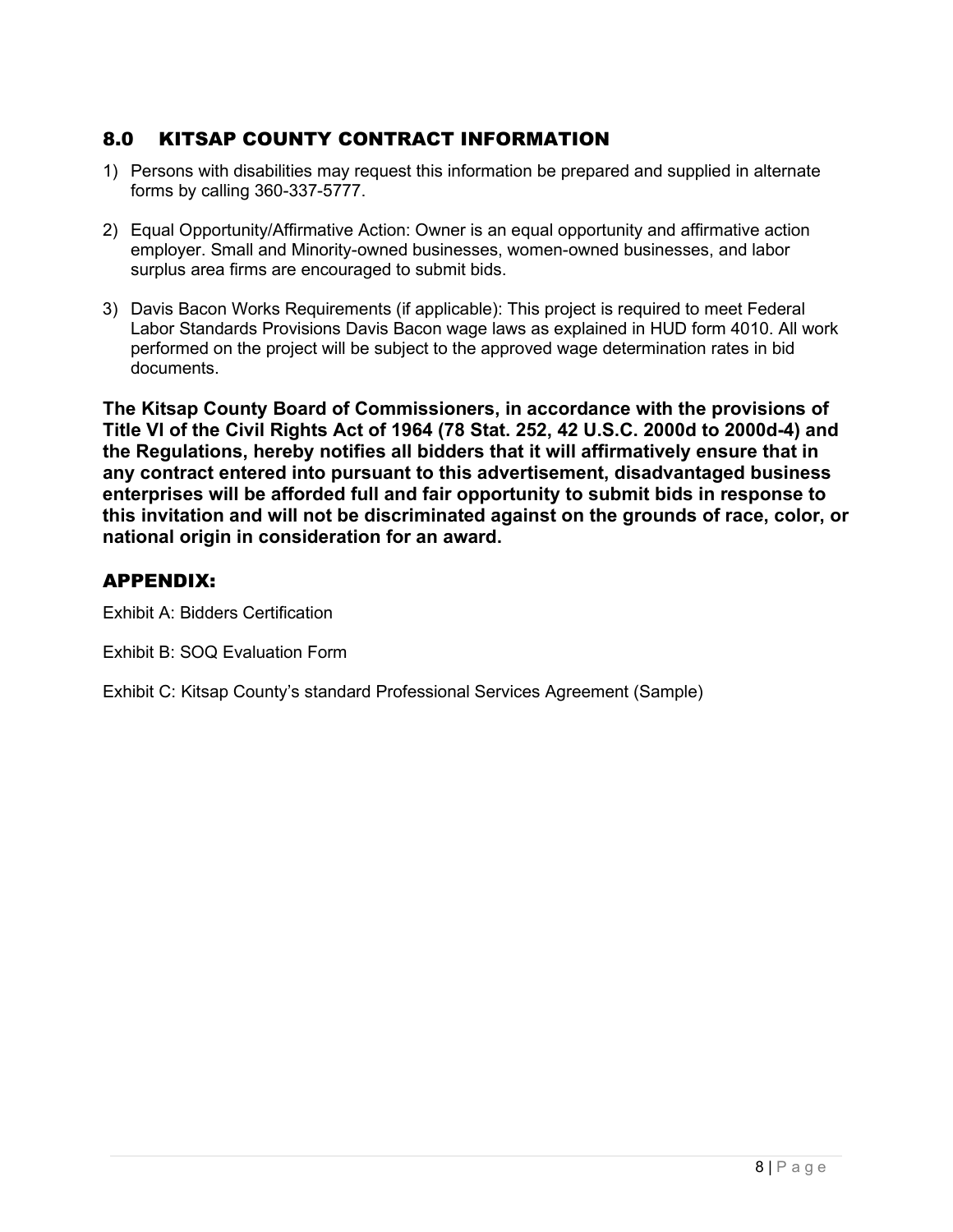## 8.0 KITSAP COUNTY CONTRACT INFORMATION

1) Persons with disabilities may request this information be prepared and supplied in alternate forms by calling 360-337-5777.

2) Equal Opportunity/Affirmative Action: Owner is an equal opportunity and affirmative action employer. Small and Minority-owned businesses, women-owned businesses, and labor surplus area firms are encouraged to submit bids.

3) Davis Bacon Works Requirements (if applicable): This project is required to meet Federal Labor Standards Provisions Davis Bacon wage laws as explained in HUD form 4010. All work performed on the project will be subject to the approved wage determination rates in bid documents.

**The Kitsap County Board of Commissioners, in accordance with the provisions of Title VI of the Civil Rights Act of 1964 (78 Stat. 252, 42 U.S.C. 2000d to 2000d-4) and the Regulations, hereby notifies all bidders that it will affirmatively ensure that in any contract entered into pursuant to this advertisement, disadvantaged business enterprises will be afforded full and fair opportunity to submit bids in response to this invitation and will not be discriminated against on the grounds of race, color, or national origin in consideration for an award.**

## APPENDIX:

Exhibit A: Bidders Certification

Exhibit B: SOQ Evaluation Form

Exhibit C: Kitsap County's standard Professional Services Agreement (Sample)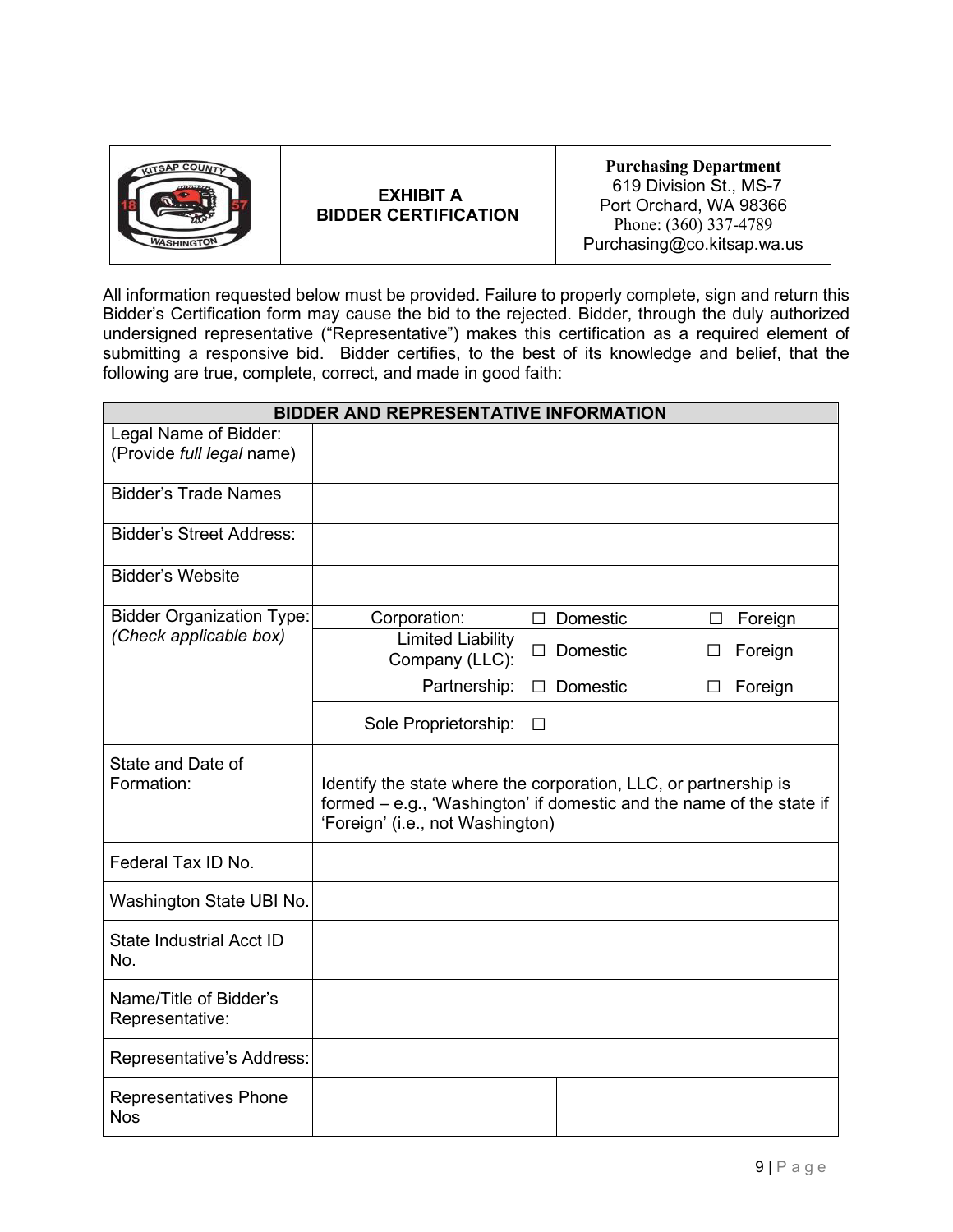| | EXHIBIT A<br>BIDDER CERTIFICATION | **Purchasing Department**<br>619 Division St., MS-7<br>Port Orchard, WA 98366<br>Phone: (360) 337-4789<br>Purchasing@co.kitsap.wa.us |
|---|---|---|

All information requested below must be provided. Failure to properly complete, sign and return this Bidder's Certification form may cause the bid to the rejected. Bidder, through the duly authorized undersigned representative ("Representative") makes this certification as a required element of submitting a responsive bid. Bidder certifies, to the best of its knowledge and belief, that the following are true, complete, correct, and made in good faith:

| **BIDDER AND REPRESENTATIVE INFORMATION** | | | |
|---|---|---|---|
| Legal Name of Bidder: (Provide *full legal* name) | | | |
| Bidder's Trade Names | | | |
| Bidder's Street Address: | | | |
| Bidder's Website | | | |
| Bidder Organization Type: *(Check applicable box)* | Corporation: | ☐ Domestic | ☐ Foreign |
| | Limited Liability Company (LLC): | ☐ Domestic | ☐ Foreign |
| | Partnership: | ☐ Domestic | ☐ Foreign |
| | Sole Proprietorship: | ☐ | |
| State and Date of Formation: | Identify the state where the corporation, LLC, or partnership is formed – e.g., 'Washington' if domestic and the name of the state if 'Foreign' (i.e., not Washington) | | |
| Federal Tax ID No. | | | |
| Washington State UBI No. | | | |
| State Industrial Acct ID No. | | | |
| Name/Title of Bidder's Representative: | | | |
| Representative's Address: | | | |
| Representatives Phone Nos | | | |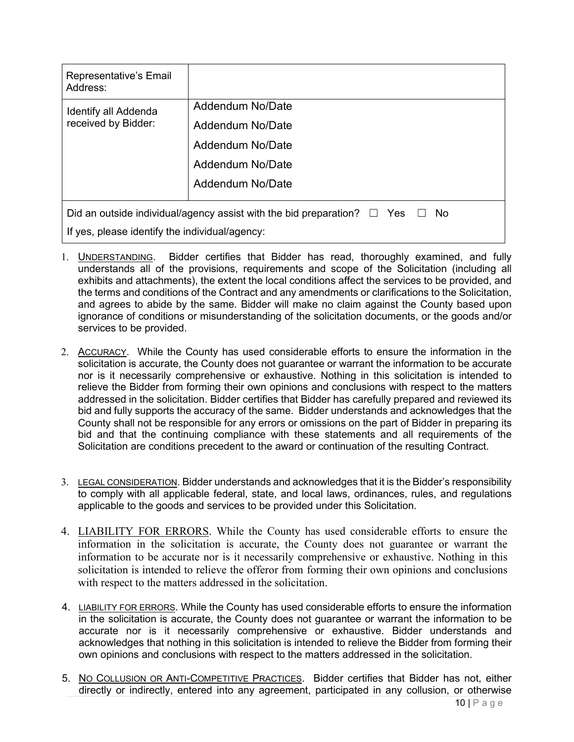| Representative's Email Address: | |
|---|---|
| Identify all Addenda received by Bidder: | Addendum No/Date<br>Addendum No/Date<br>Addendum No/Date<br>Addendum No/Date<br>Addendum No/Date |
| Did an outside individual/agency assist with the bid preparation? ☐ Yes ☐ No<br>If yes, please identify the individual/agency: | |

1. UNDERSTANDING. Bidder certifies that Bidder has read, thoroughly examined, and fully understands all of the provisions, requirements and scope of the Solicitation (including all exhibits and attachments), the extent the local conditions affect the services to be provided, and the terms and conditions of the Contract and any amendments or clarifications to the Solicitation, and agrees to abide by the same. Bidder will make no claim against the County based upon ignorance of conditions or misunderstanding of the solicitation documents, or the goods and/or services to be provided.

2. ACCURACY. While the County has used considerable efforts to ensure the information in the solicitation is accurate, the County does not guarantee or warrant the information to be accurate nor is it necessarily comprehensive or exhaustive. Nothing in this solicitation is intended to relieve the Bidder from forming their own opinions and conclusions with respect to the matters addressed in the solicitation. Bidder certifies that Bidder has carefully prepared and reviewed its bid and fully supports the accuracy of the same. Bidder understands and acknowledges that the County shall not be responsible for any errors or omissions on the part of Bidder in preparing its bid and that the continuing compliance with these statements and all requirements of the Solicitation are conditions precedent to the award or continuation of the resulting Contract.

3. LEGAL CONSIDERATION. Bidder understands and acknowledges that it is the Bidder's responsibility to comply with all applicable federal, state, and local laws, ordinances, rules, and regulations applicable to the goods and services to be provided under this Solicitation.

4. LIABILITY FOR ERRORS. While the County has used considerable efforts to ensure the information in the solicitation is accurate, the County does not guarantee or warrant the information to be accurate nor is it necessarily comprehensive or exhaustive. Nothing in this solicitation is intended to relieve the offeror from forming their own opinions and conclusions with respect to the matters addressed in the solicitation.

4. LIABILITY FOR ERRORS. While the County has used considerable efforts to ensure the information in the solicitation is accurate, the County does not guarantee or warrant the information to be accurate nor is it necessarily comprehensive or exhaustive. Bidder understands and acknowledges that nothing in this solicitation is intended to relieve the Bidder from forming their own opinions and conclusions with respect to the matters addressed in the solicitation.

5. NO COLLUSION OR ANTI-COMPETITIVE PRACTICES. Bidder certifies that Bidder has not, either directly or indirectly, entered into any agreement, participated in any collusion, or otherwise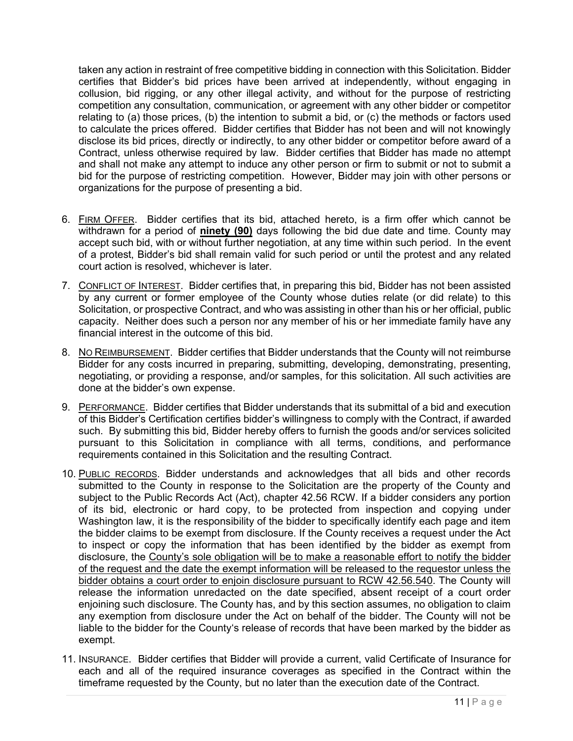taken any action in restraint of free competitive bidding in connection with this Solicitation. Bidder certifies that Bidder's bid prices have been arrived at independently, without engaging in collusion, bid rigging, or any other illegal activity, and without for the purpose of restricting competition any consultation, communication, or agreement with any other bidder or competitor relating to (a) those prices, (b) the intention to submit a bid, or (c) the methods or factors used to calculate the prices offered. Bidder certifies that Bidder has not been and will not knowingly disclose its bid prices, directly or indirectly, to any other bidder or competitor before award of a Contract, unless otherwise required by law. Bidder certifies that Bidder has made no attempt and shall not make any attempt to induce any other person or firm to submit or not to submit a bid for the purpose of restricting competition. However, Bidder may join with other persons or organizations for the purpose of presenting a bid.

6. <u>FIRM OFFER</u>. Bidder certifies that its bid, attached hereto, is a firm offer which cannot be withdrawn for a period of **<u>ninety (90)</u>** days following the bid due date and time. County may accept such bid, with or without further negotiation, at any time within such period. In the event of a protest, Bidder's bid shall remain valid for such period or until the protest and any related court action is resolved, whichever is later.

7. <u>CONFLICT OF INTEREST</u>. Bidder certifies that, in preparing this bid, Bidder has not been assisted by any current or former employee of the County whose duties relate (or did relate) to this Solicitation, or prospective Contract, and who was assisting in other than his or her official, public capacity. Neither does such a person nor any member of his or her immediate family have any financial interest in the outcome of this bid.

8. <u>NO REIMBURSEMENT</u>. Bidder certifies that Bidder understands that the County will not reimburse Bidder for any costs incurred in preparing, submitting, developing, demonstrating, presenting, negotiating, or providing a response, and/or samples, for this solicitation. All such activities are done at the bidder's own expense.

9. <u>PERFORMANCE</u>. Bidder certifies that Bidder understands that its submittal of a bid and execution of this Bidder's Certification certifies bidder's willingness to comply with the Contract, if awarded such. By submitting this bid, Bidder hereby offers to furnish the goods and/or services solicited pursuant to this Solicitation in compliance with all terms, conditions, and performance requirements contained in this Solicitation and the resulting Contract.

10. <u>PUBLIC RECORDS</u>. Bidder understands and acknowledges that all bids and other records submitted to the County in response to the Solicitation are the property of the County and subject to the Public Records Act (Act), chapter 42.56 RCW. If a bidder considers any portion of its bid, electronic or hard copy, to be protected from inspection and copying under Washington law, it is the responsibility of the bidder to specifically identify each page and item the bidder claims to be exempt from disclosure. If the County receives a request under the Act to inspect or copy the information that has been identified by the bidder as exempt from disclosure, the <u>County's sole obligation will be to make a reasonable effort to notify the bidder of the request and the date the exempt information will be released to the requestor unless the bidder obtains a court order to enjoin disclosure pursuant to RCW 42.56.540</u>. The County will release the information unredacted on the date specified, absent receipt of a court order enjoining such disclosure. The County has, and by this section assumes, no obligation to claim any exemption from disclosure under the Act on behalf of the bidder. The County will not be liable to the bidder for the County's release of records that have been marked by the bidder as exempt.

11. INSURANCE. Bidder certifies that Bidder will provide a current, valid Certificate of Insurance for each and all of the required insurance coverages as specified in the Contract within the timeframe requested by the County, but no later than the execution date of the Contract.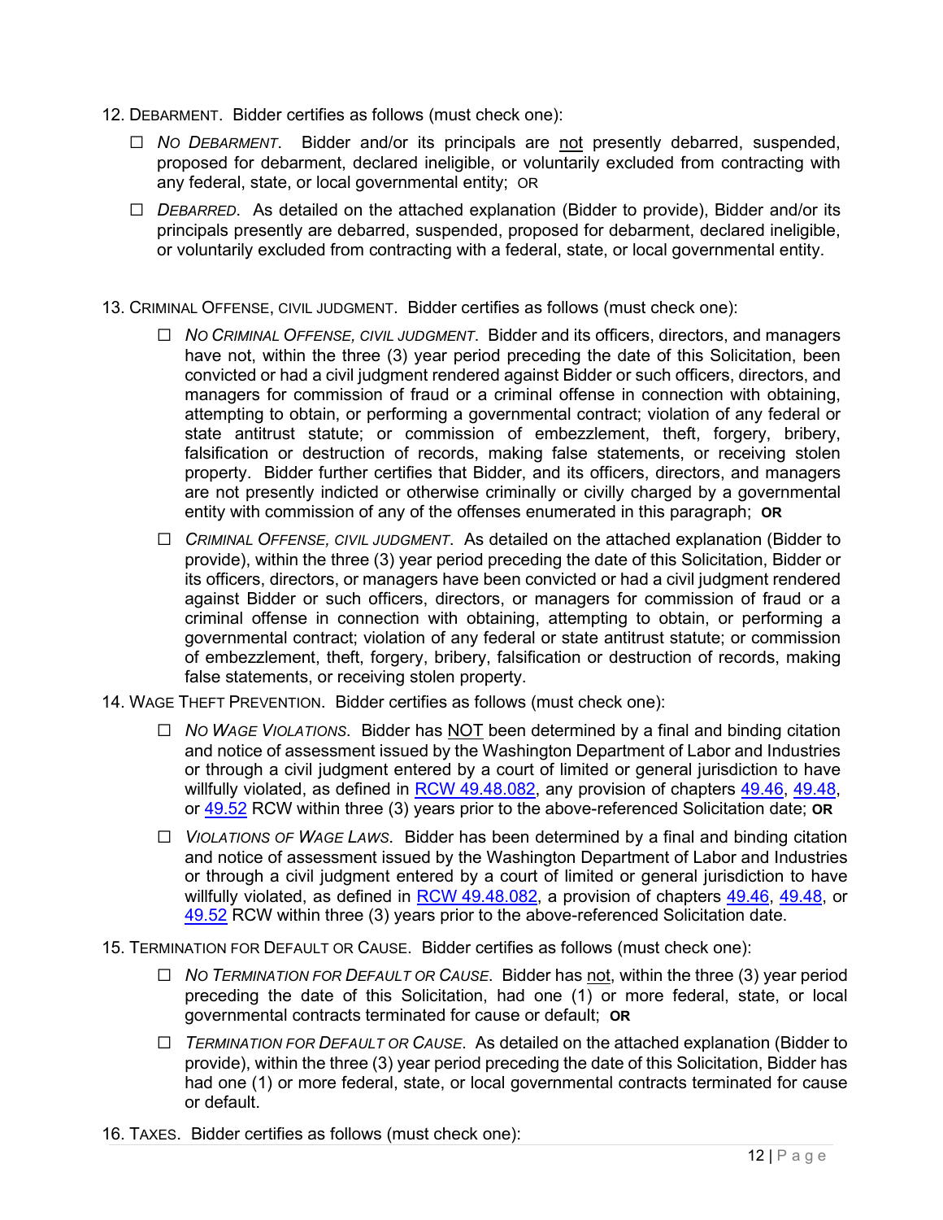12. DEBARMENT. Bidder certifies as follows (must check one):

    ☐ *NO DEBARMENT*. Bidder and/or its principals are not presently debarred, suspended, proposed for debarment, declared ineligible, or voluntarily excluded from contracting with any federal, state, or local governmental entity; OR

    ☐ *DEBARRED*. As detailed on the attached explanation (Bidder to provide), Bidder and/or its principals presently are debarred, suspended, proposed for debarment, declared ineligible, or voluntarily excluded from contracting with a federal, state, or local governmental entity.

13. CRIMINAL OFFENSE, CIVIL JUDGMENT. Bidder certifies as follows (must check one):

    ☐ *NO CRIMINAL OFFENSE, CIVIL JUDGMENT*. Bidder and its officers, directors, and managers have not, within the three (3) year period preceding the date of this Solicitation, been convicted or had a civil judgment rendered against Bidder or such officers, directors, and managers for commission of fraud or a criminal offense in connection with obtaining, attempting to obtain, or performing a governmental contract; violation of any federal or state antitrust statute; or commission of embezzlement, theft, forgery, bribery, falsification or destruction of records, making false statements, or receiving stolen property. Bidder further certifies that Bidder, and its officers, directors, and managers are not presently indicted or otherwise criminally or civilly charged by a governmental entity with commission of any of the offenses enumerated in this paragraph; **OR**

    ☐ *CRIMINAL OFFENSE, CIVIL JUDGMENT*. As detailed on the attached explanation (Bidder to provide), within the three (3) year period preceding the date of this Solicitation, Bidder or its officers, directors, or managers have been convicted or had a civil judgment rendered against Bidder or such officers, directors, or managers for commission of fraud or a criminal offense in connection with obtaining, attempting to obtain, or performing a governmental contract; violation of any federal or state antitrust statute; or commission of embezzlement, theft, forgery, bribery, falsification or destruction of records, making false statements, or receiving stolen property.

14. WAGE THEFT PREVENTION. Bidder certifies as follows (must check one):

    ☐ *NO WAGE VIOLATIONS*. Bidder has NOT been determined by a final and binding citation and notice of assessment issued by the Washington Department of Labor and Industries or through a civil judgment entered by a court of limited or general jurisdiction to have willfully violated, as defined in RCW 49.48.082, any provision of chapters 49.46, 49.48, or 49.52 RCW within three (3) years prior to the above-referenced Solicitation date; **OR**

    ☐ *VIOLATIONS OF WAGE LAWS*. Bidder has been determined by a final and binding citation and notice of assessment issued by the Washington Department of Labor and Industries or through a civil judgment entered by a court of limited or general jurisdiction to have willfully violated, as defined in RCW 49.48.082, a provision of chapters 49.46, 49.48, or 49.52 RCW within three (3) years prior to the above-referenced Solicitation date.

15. TERMINATION FOR DEFAULT OR CAUSE. Bidder certifies as follows (must check one):

    ☐ *NO TERMINATION FOR DEFAULT OR CAUSE*. Bidder has not, within the three (3) year period preceding the date of this Solicitation, had one (1) or more federal, state, or local governmental contracts terminated for cause or default; **OR**

    ☐ *TERMINATION FOR DEFAULT OR CAUSE*. As detailed on the attached explanation (Bidder to provide), within the three (3) year period preceding the date of this Solicitation, Bidder has had one (1) or more federal, state, or local governmental contracts terminated for cause or default.

16. TAXES. Bidder certifies as follows (must check one):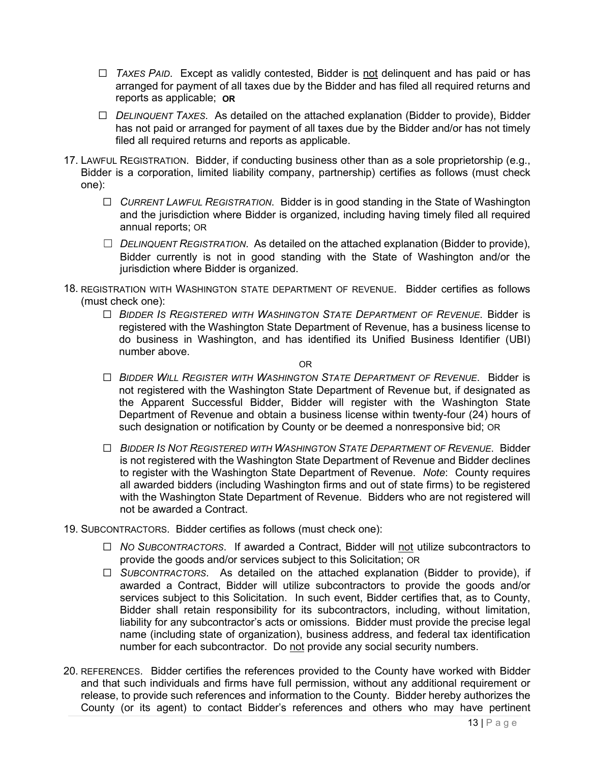- ☐ *TAXES PAID*. Except as validly contested, Bidder is <u>not</u> delinquent and has paid or has arranged for payment of all taxes due by the Bidder and has filed all required returns and reports as applicable; **OR**
- ☐ *DELINQUENT TAXES*. As detailed on the attached explanation (Bidder to provide), Bidder has not paid or arranged for payment of all taxes due by the Bidder and/or has not timely filed all required returns and reports as applicable.

17. LAWFUL REGISTRATION. Bidder, if conducting business other than as a sole proprietorship (e.g., Bidder is a corporation, limited liability company, partnership) certifies as follows (must check one):

    - ☐ *CURRENT LAWFUL REGISTRATION*. Bidder is in good standing in the State of Washington and the jurisdiction where Bidder is organized, including having timely filed all required annual reports; OR
    - ☐ *DELINQUENT REGISTRATION*. As detailed on the attached explanation (Bidder to provide), Bidder currently is not in good standing with the State of Washington and/or the jurisdiction where Bidder is organized.

18. REGISTRATION WITH WASHINGTON STATE DEPARTMENT OF REVENUE. Bidder certifies as follows (must check one):

    - ☐ *BIDDER IS REGISTERED WITH WASHINGTON STATE DEPARTMENT OF REVENUE*. Bidder is registered with the Washington State Department of Revenue, has a business license to do business in Washington, and has identified its Unified Business Identifier (UBI) number above.

    OR

    - ☐ *BIDDER WILL REGISTER WITH WASHINGTON STATE DEPARTMENT OF REVENUE*. Bidder is not registered with the Washington State Department of Revenue but, if designated as the Apparent Successful Bidder, Bidder will register with the Washington State Department of Revenue and obtain a business license within twenty-four (24) hours of such designation or notification by County or be deemed a nonresponsive bid; OR
    - ☐ *BIDDER IS NOT REGISTERED WITH WASHINGTON STATE DEPARTMENT OF REVENUE*. Bidder is not registered with the Washington State Department of Revenue and Bidder declines to register with the Washington State Department of Revenue. *Note*: County requires all awarded bidders (including Washington firms and out of state firms) to be registered with the Washington State Department of Revenue. Bidders who are not registered will not be awarded a Contract.

19. SUBCONTRACTORS. Bidder certifies as follows (must check one):

    - ☐ *NO SUBCONTRACTORS*. If awarded a Contract, Bidder will <u>not</u> utilize subcontractors to provide the goods and/or services subject to this Solicitation; OR
    - ☐ *SUBCONTRACTORS*. As detailed on the attached explanation (Bidder to provide), if awarded a Contract, Bidder will utilize subcontractors to provide the goods and/or services subject to this Solicitation. In such event, Bidder certifies that, as to County, Bidder shall retain responsibility for its subcontractors, including, without limitation, liability for any subcontractor's acts or omissions. Bidder must provide the precise legal name (including state of organization), business address, and federal tax identification number for each subcontractor. Do <u>not</u> provide any social security numbers.

20. REFERENCES. Bidder certifies the references provided to the County have worked with Bidder and that such individuals and firms have full permission, without any additional requirement or release, to provide such references and information to the County. Bidder hereby authorizes the County (or its agent) to contact Bidder's references and others who may have pertinent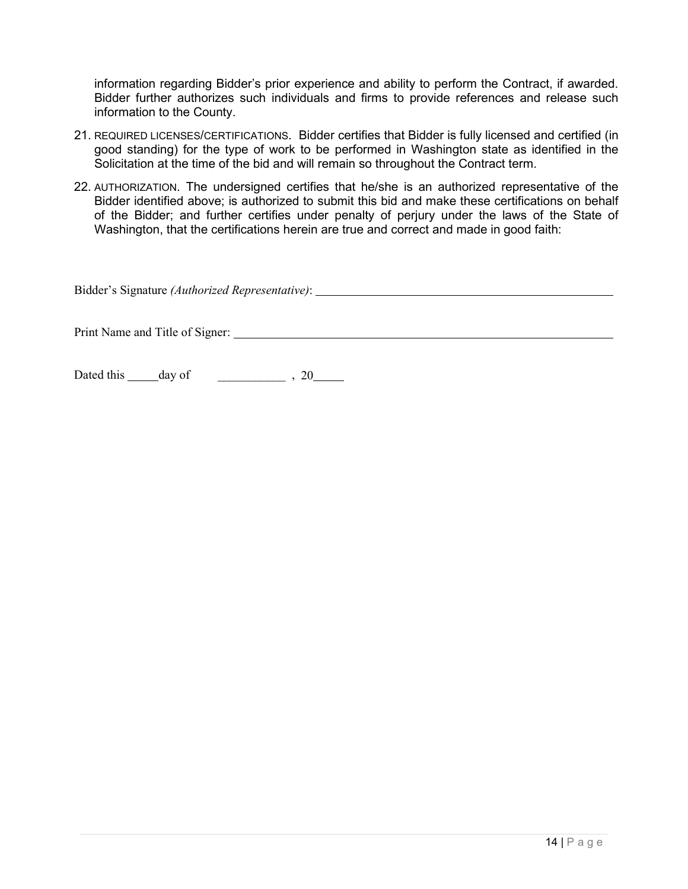information regarding Bidder's prior experience and ability to perform the Contract, if awarded. Bidder further authorizes such individuals and firms to provide references and release such information to the County.

21. REQUIRED LICENSES/CERTIFICATIONS. Bidder certifies that Bidder is fully licensed and certified (in good standing) for the type of work to be performed in Washington state as identified in the Solicitation at the time of the bid and will remain so throughout the Contract term.

22. AUTHORIZATION. The undersigned certifies that he/she is an authorized representative of the Bidder identified above; is authorized to submit this bid and make these certifications on behalf of the Bidder; and further certifies under penalty of perjury under the laws of the State of Washington, that the certifications herein are true and correct and made in good faith:

Bidder's Signature *(Authorized Representative)*: ______________________________________________

Print Name and Title of Signer: ______________________________________________

Dated this _____day of ___________ , 20_____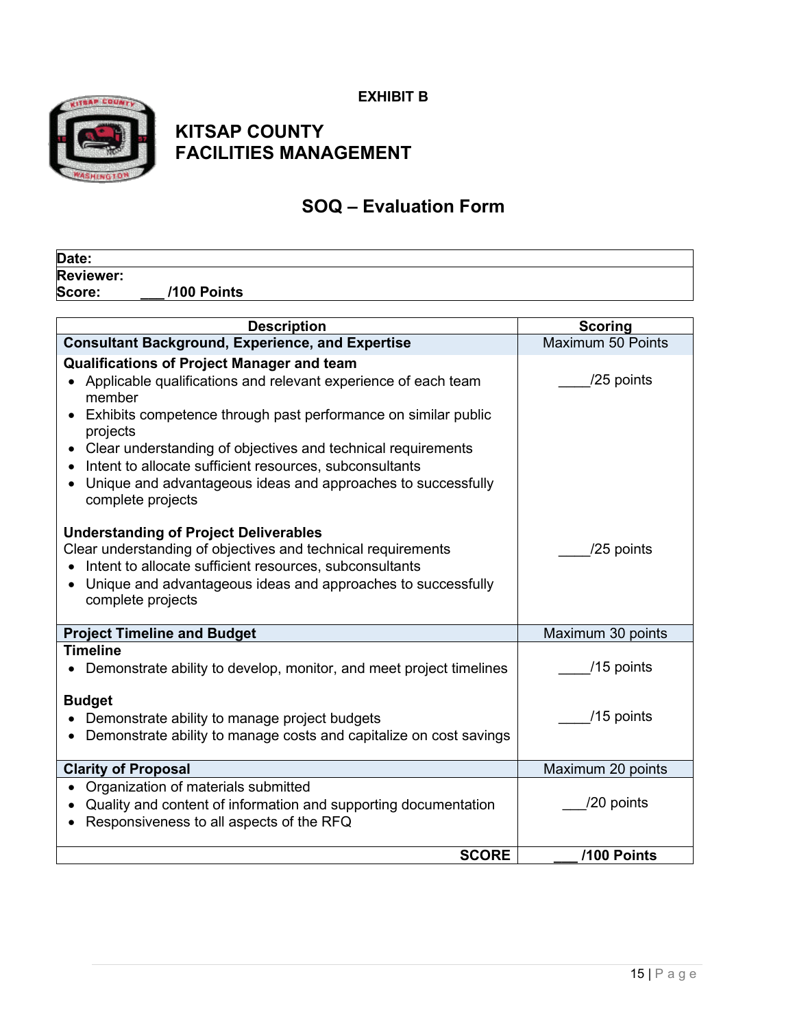**EXHIBIT B**

# KITSAP COUNTY
# FACILITIES MANAGEMENT

## SOQ – Evaluation Form

| | |
|---|---|
| **Date:** | |
| **Reviewer:** | |
| **Score:** | **___ /100 Points** |

| Description | Scoring |
|---|---|
| **Consultant Background, Experience, and Expertise** | Maximum 50 Points |
| **Qualifications of Project Manager and team**<br>• Applicable qualifications and relevant experience of each team member<br>• Exhibits competence through past performance on similar public projects<br>• Clear understanding of objectives and technical requirements<br>• Intent to allocate sufficient resources, subconsultants<br>• Unique and advantageous ideas and approaches to successfully complete projects | ____/25 points |
| **Understanding of Project Deliverables**<br>Clear understanding of objectives and technical requirements<br>• Intent to allocate sufficient resources, subconsultants<br>• Unique and advantageous ideas and approaches to successfully complete projects | ____/25 points |
| **Project Timeline and Budget** | Maximum 30 points |
| **Timeline**<br>• Demonstrate ability to develop, monitor, and meet project timelines | ____/15 points |
| **Budget**<br>• Demonstrate ability to manage project budgets<br>• Demonstrate ability to manage costs and capitalize on cost savings | ____/15 points |
| **Clarity of Proposal** | Maximum 20 points |
| • Organization of materials submitted<br>• Quality and content of information and supporting documentation<br>• Responsiveness to all aspects of the RFQ | ___/20 points |
| **SCORE** | **___ /100 Points** |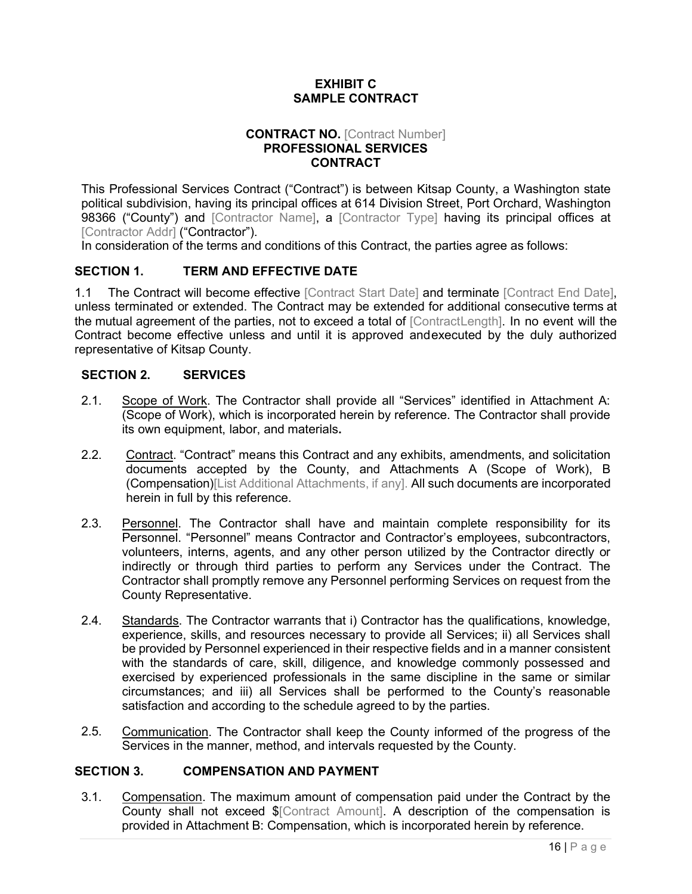**EXHIBIT C**
**SAMPLE CONTRACT**

**CONTRACT NO.** [Contract Number]
**PROFESSIONAL SERVICES CONTRACT**

This Professional Services Contract ("Contract") is between Kitsap County, a Washington state political subdivision, having its principal offices at 614 Division Street, Port Orchard, Washington 98366 ("County") and [Contractor Name], a [Contractor Type] having its principal offices at [Contractor Addr] ("Contractor").
In consideration of the terms and conditions of this Contract, the parties agree as follows:

## SECTION 1. TERM AND EFFECTIVE DATE

1.1 The Contract will become effective [Contract Start Date] and terminate [Contract End Date], unless terminated or extended. The Contract may be extended for additional consecutive terms at the mutual agreement of the parties, not to exceed a total of [ContractLength]. In no event will the Contract become effective unless and until it is approved andexecuted by the duly authorized representative of Kitsap County.

## SECTION 2. SERVICES

2.1. Scope of Work. The Contractor shall provide all "Services" identified in Attachment A: (Scope of Work), which is incorporated herein by reference. The Contractor shall provide its own equipment, labor, and materials**.**

2.2. Contract. "Contract" means this Contract and any exhibits, amendments, and solicitation documents accepted by the County, and Attachments A (Scope of Work), B (Compensation)[List Additional Attachments, if any]. All such documents are incorporated herein in full by this reference.

2.3. Personnel. The Contractor shall have and maintain complete responsibility for its Personnel. "Personnel" means Contractor and Contractor's employees, subcontractors, volunteers, interns, agents, and any other person utilized by the Contractor directly or indirectly or through third parties to perform any Services under the Contract. The Contractor shall promptly remove any Personnel performing Services on request from the County Representative.

2.4. Standards. The Contractor warrants that i) Contractor has the qualifications, knowledge, experience, skills, and resources necessary to provide all Services; ii) all Services shall be provided by Personnel experienced in their respective fields and in a manner consistent with the standards of care, skill, diligence, and knowledge commonly possessed and exercised by experienced professionals in the same discipline in the same or similar circumstances; and iii) all Services shall be performed to the County's reasonable satisfaction and according to the schedule agreed to by the parties.

2.5. Communication. The Contractor shall keep the County informed of the progress of the Services in the manner, method, and intervals requested by the County.

## SECTION 3. COMPENSATION AND PAYMENT

3.1. Compensation. The maximum amount of compensation paid under the Contract by the County shall not exceed $[Contract Amount]. A description of the compensation is provided in Attachment B: Compensation, which is incorporated herein by reference.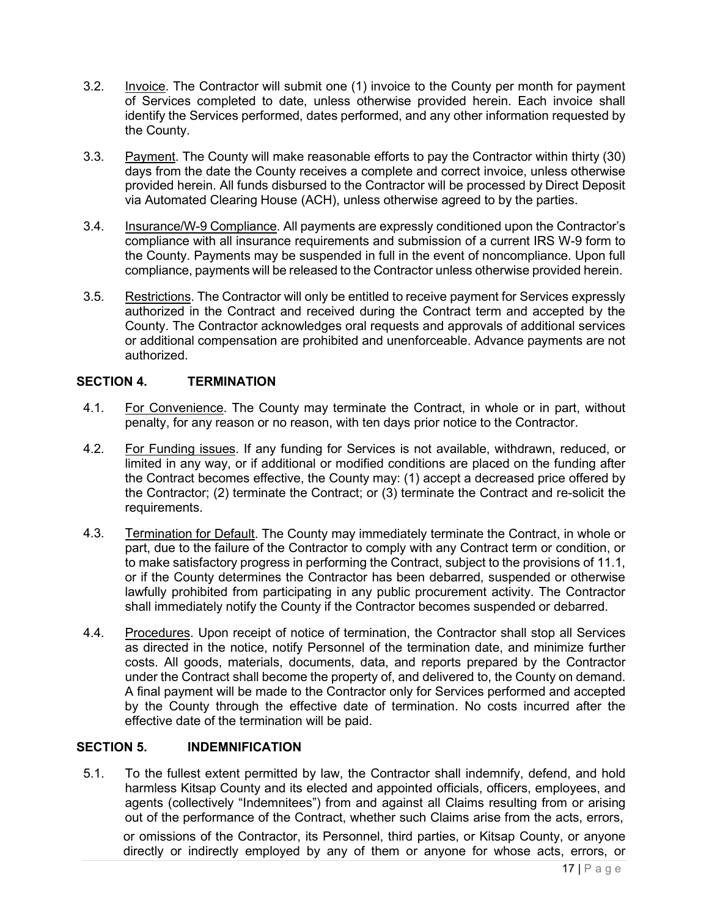3.2. Invoice. The Contractor will submit one (1) invoice to the County per month for payment of Services completed to date, unless otherwise provided herein. Each invoice shall identify the Services performed, dates performed, and any other information requested by the County.

3.3. Payment. The County will make reasonable efforts to pay the Contractor within thirty (30) days from the date the County receives a complete and correct invoice, unless otherwise provided herein. All funds disbursed to the Contractor will be processed by Direct Deposit via Automated Clearing House (ACH), unless otherwise agreed to by the parties.

3.4. Insurance/W-9 Compliance. All payments are expressly conditioned upon the Contractor's compliance with all insurance requirements and submission of a current IRS W-9 form to the County. Payments may be suspended in full in the event of noncompliance. Upon full compliance, payments will be released to the Contractor unless otherwise provided herein.

3.5. Restrictions. The Contractor will only be entitled to receive payment for Services expressly authorized in the Contract and received during the Contract term and accepted by the County. The Contractor acknowledges oral requests and approvals of additional services or additional compensation are prohibited and unenforceable. Advance payments are not authorized.

## SECTION 4. TERMINATION

4.1. For Convenience. The County may terminate the Contract, in whole or in part, without penalty, for any reason or no reason, with ten days prior notice to the Contractor.

4.2. For Funding issues. If any funding for Services is not available, withdrawn, reduced, or limited in any way, or if additional or modified conditions are placed on the funding after the Contract becomes effective, the County may: (1) accept a decreased price offered by the Contractor; (2) terminate the Contract; or (3) terminate the Contract and re-solicit the requirements.

4.3. Termination for Default. The County may immediately terminate the Contract, in whole or part, due to the failure of the Contractor to comply with any Contract term or condition, or to make satisfactory progress in performing the Contract, subject to the provisions of 11.1, or if the County determines the Contractor has been debarred, suspended or otherwise lawfully prohibited from participating in any public procurement activity. The Contractor shall immediately notify the County if the Contractor becomes suspended or debarred.

4.4. Procedures. Upon receipt of notice of termination, the Contractor shall stop all Services as directed in the notice, notify Personnel of the termination date, and minimize further costs. All goods, materials, documents, data, and reports prepared by the Contractor under the Contract shall become the property of, and delivered to, the County on demand. A final payment will be made to the Contractor only for Services performed and accepted by the County through the effective date of termination. No costs incurred after the effective date of the termination will be paid.

## SECTION 5. INDEMNIFICATION

5.1. To the fullest extent permitted by law, the Contractor shall indemnify, defend, and hold harmless Kitsap County and its elected and appointed officials, officers, employees, and agents (collectively "Indemnitees") from and against all Claims resulting from or arising out of the performance of the Contract, whether such Claims arise from the acts, errors, or omissions of the Contractor, its Personnel, third parties, or Kitsap County, or anyone directly or indirectly employed by any of them or anyone for whose acts, errors, or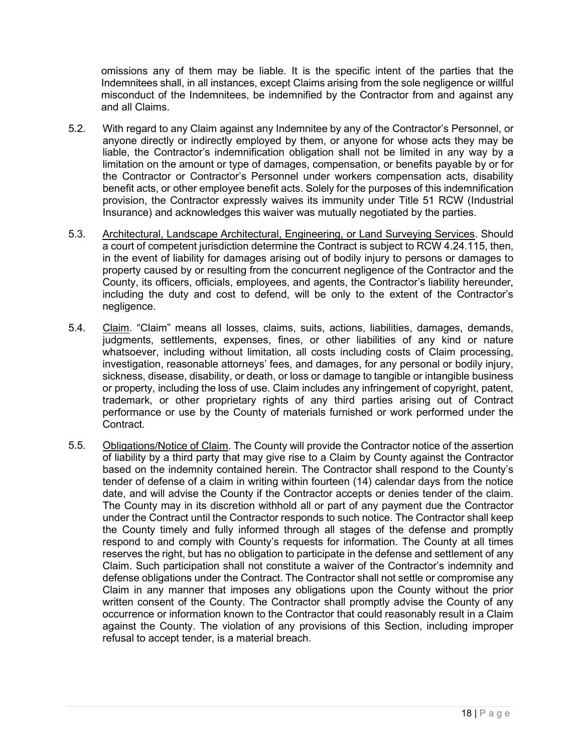omissions any of them may be liable. It is the specific intent of the parties that the Indemnitees shall, in all instances, except Claims arising from the sole negligence or willful misconduct of the Indemnitees, be indemnified by the Contractor from and against any and all Claims.

5.2. With regard to any Claim against any Indemnitee by any of the Contractor's Personnel, or anyone directly or indirectly employed by them, or anyone for whose acts they may be liable, the Contractor's indemnification obligation shall not be limited in any way by a limitation on the amount or type of damages, compensation, or benefits payable by or for the Contractor or Contractor's Personnel under workers compensation acts, disability benefit acts, or other employee benefit acts. Solely for the purposes of this indemnification provision, the Contractor expressly waives its immunity under Title 51 RCW (Industrial Insurance) and acknowledges this waiver was mutually negotiated by the parties.

5.3. <u>Architectural, Landscape Architectural, Engineering, or Land Surveying Services</u>. Should a court of competent jurisdiction determine the Contract is subject to RCW 4.24.115, then, in the event of liability for damages arising out of bodily injury to persons or damages to property caused by or resulting from the concurrent negligence of the Contractor and the County, its officers, officials, employees, and agents, the Contractor's liability hereunder, including the duty and cost to defend, will be only to the extent of the Contractor's negligence.

5.4. <u>Claim</u>. "Claim" means all losses, claims, suits, actions, liabilities, damages, demands, judgments, settlements, expenses, fines, or other liabilities of any kind or nature whatsoever, including without limitation, all costs including costs of Claim processing, investigation, reasonable attorneys' fees, and damages, for any personal or bodily injury, sickness, disease, disability, or death, or loss or damage to tangible or intangible business or property, including the loss of use. Claim includes any infringement of copyright, patent, trademark, or other proprietary rights of any third parties arising out of Contract performance or use by the County of materials furnished or work performed under the Contract.

5.5. <u>Obligations/Notice of Claim</u>. The County will provide the Contractor notice of the assertion of liability by a third party that may give rise to a Claim by County against the Contractor based on the indemnity contained herein. The Contractor shall respond to the County's tender of defense of a claim in writing within fourteen (14) calendar days from the notice date, and will advise the County if the Contractor accepts or denies tender of the claim. The County may in its discretion withhold all or part of any payment due the Contractor under the Contract until the Contractor responds to such notice. The Contractor shall keep the County timely and fully informed through all stages of the defense and promptly respond to and comply with County's requests for information. The County at all times reserves the right, but has no obligation to participate in the defense and settlement of any Claim. Such participation shall not constitute a waiver of the Contractor's indemnity and defense obligations under the Contract. The Contractor shall not settle or compromise any Claim in any manner that imposes any obligations upon the County without the prior written consent of the County. The Contractor shall promptly advise the County of any occurrence or information known to the Contractor that could reasonably result in a Claim against the County. The violation of any provisions of this Section, including improper refusal to accept tender, is a material breach.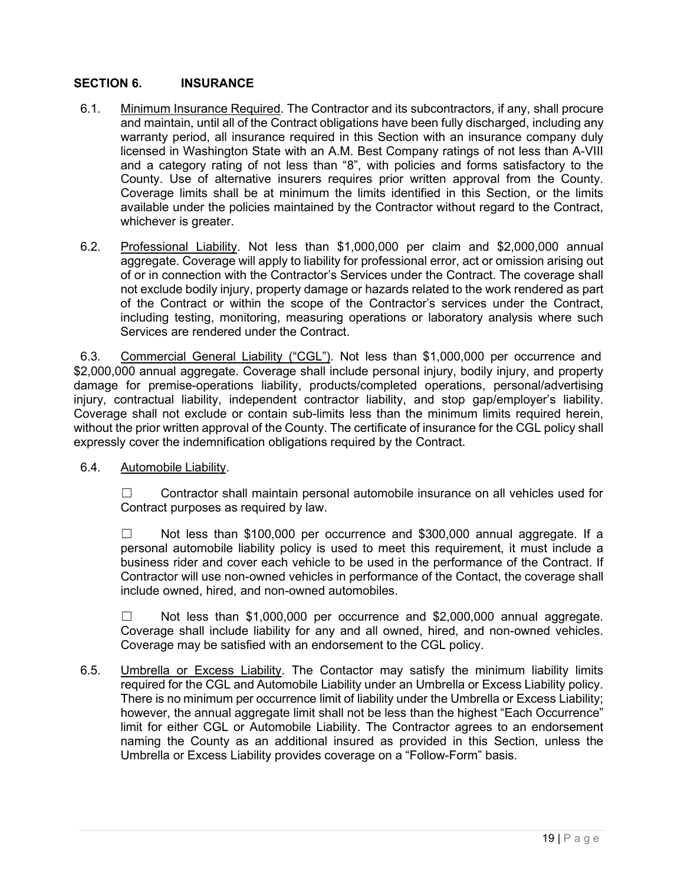## SECTION 6. INSURANCE

6.1. Minimum Insurance Required. The Contractor and its subcontractors, if any, shall procure and maintain, until all of the Contract obligations have been fully discharged, including any warranty period, all insurance required in this Section with an insurance company duly licensed in Washington State with an A.M. Best Company ratings of not less than A-VIII and a category rating of not less than "8", with policies and forms satisfactory to the County. Use of alternative insurers requires prior written approval from the County. Coverage limits shall be at minimum the limits identified in this Section, or the limits available under the policies maintained by the Contractor without regard to the Contract, whichever is greater.

6.2. Professional Liability. Not less than $1,000,000 per claim and $2,000,000 annual aggregate. Coverage will apply to liability for professional error, act or omission arising out of or in connection with the Contractor's Services under the Contract. The coverage shall not exclude bodily injury, property damage or hazards related to the work rendered as part of the Contract or within the scope of the Contractor's services under the Contract, including testing, monitoring, measuring operations or laboratory analysis where such Services are rendered under the Contract.

6.3. Commercial General Liability ("CGL"). Not less than $1,000,000 per occurrence and $2,000,000 annual aggregate. Coverage shall include personal injury, bodily injury, and property damage for premise-operations liability, products/completed operations, personal/advertising injury, contractual liability, independent contractor liability, and stop gap/employer's liability. Coverage shall not exclude or contain sub-limits less than the minimum limits required herein, without the prior written approval of the County. The certificate of insurance for the CGL policy shall expressly cover the indemnification obligations required by the Contract.

6.4. Automobile Liability.

☐ Contractor shall maintain personal automobile insurance on all vehicles used for Contract purposes as required by law.

☐ Not less than $100,000 per occurrence and $300,000 annual aggregate. If a personal automobile liability policy is used to meet this requirement, it must include a business rider and cover each vehicle to be used in the performance of the Contract. If Contractor will use non-owned vehicles in performance of the Contact, the coverage shall include owned, hired, and non-owned automobiles.

☐ Not less than $1,000,000 per occurrence and $2,000,000 annual aggregate. Coverage shall include liability for any and all owned, hired, and non-owned vehicles. Coverage may be satisfied with an endorsement to the CGL policy.

6.5. Umbrella or Excess Liability. The Contactor may satisfy the minimum liability limits required for the CGL and Automobile Liability under an Umbrella or Excess Liability policy. There is no minimum per occurrence limit of liability under the Umbrella or Excess Liability; however, the annual aggregate limit shall not be less than the highest "Each Occurrence" limit for either CGL or Automobile Liability. The Contractor agrees to an endorsement naming the County as an additional insured as provided in this Section, unless the Umbrella or Excess Liability provides coverage on a "Follow-Form" basis.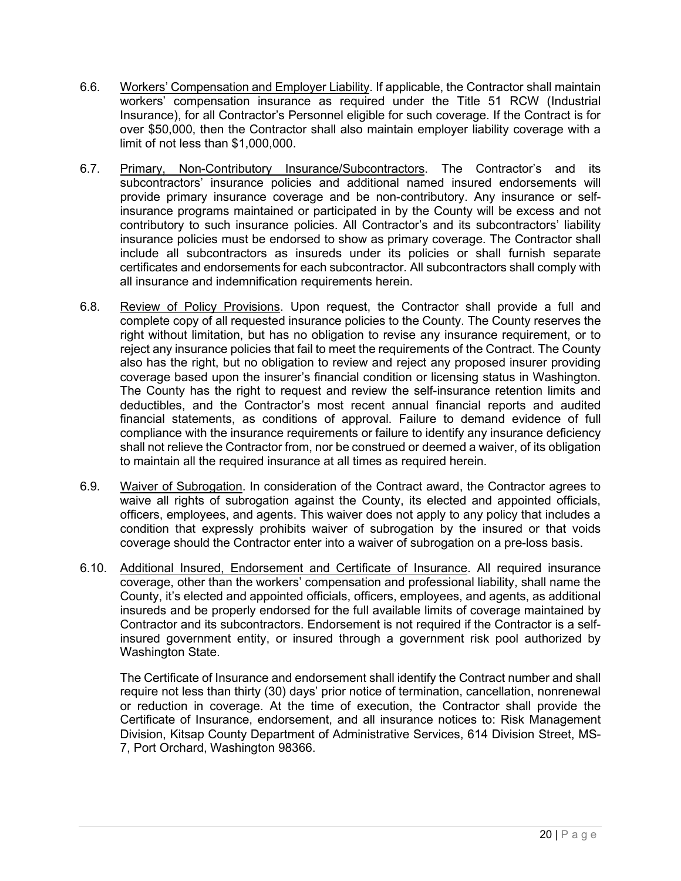6.6. Workers' Compensation and Employer Liability. If applicable, the Contractor shall maintain workers' compensation insurance as required under the Title 51 RCW (Industrial Insurance), for all Contractor's Personnel eligible for such coverage. If the Contract is for over $50,000, then the Contractor shall also maintain employer liability coverage with a limit of not less than $1,000,000.

6.7. Primary, Non-Contributory Insurance/Subcontractors. The Contractor's and its subcontractors' insurance policies and additional named insured endorsements will provide primary insurance coverage and be non-contributory. Any insurance or self-insurance programs maintained or participated in by the County will be excess and not contributory to such insurance policies. All Contractor's and its subcontractors' liability insurance policies must be endorsed to show as primary coverage. The Contractor shall include all subcontractors as insureds under its policies or shall furnish separate certificates and endorsements for each subcontractor. All subcontractors shall comply with all insurance and indemnification requirements herein.

6.8. Review of Policy Provisions. Upon request, the Contractor shall provide a full and complete copy of all requested insurance policies to the County. The County reserves the right without limitation, but has no obligation to revise any insurance requirement, or to reject any insurance policies that fail to meet the requirements of the Contract. The County also has the right, but no obligation to review and reject any proposed insurer providing coverage based upon the insurer's financial condition or licensing status in Washington. The County has the right to request and review the self-insurance retention limits and deductibles, and the Contractor's most recent annual financial reports and audited financial statements, as conditions of approval. Failure to demand evidence of full compliance with the insurance requirements or failure to identify any insurance deficiency shall not relieve the Contractor from, nor be construed or deemed a waiver, of its obligation to maintain all the required insurance at all times as required herein.

6.9. Waiver of Subrogation. In consideration of the Contract award, the Contractor agrees to waive all rights of subrogation against the County, its elected and appointed officials, officers, employees, and agents. This waiver does not apply to any policy that includes a condition that expressly prohibits waiver of subrogation by the insured or that voids coverage should the Contractor enter into a waiver of subrogation on a pre-loss basis.

6.10. Additional Insured, Endorsement and Certificate of Insurance. All required insurance coverage, other than the workers' compensation and professional liability, shall name the County, it's elected and appointed officials, officers, employees, and agents, as additional insureds and be properly endorsed for the full available limits of coverage maintained by Contractor and its subcontractors. Endorsement is not required if the Contractor is a self-insured government entity, or insured through a government risk pool authorized by Washington State.

The Certificate of Insurance and endorsement shall identify the Contract number and shall require not less than thirty (30) days' prior notice of termination, cancellation, nonrenewal or reduction in coverage. At the time of execution, the Contractor shall provide the Certificate of Insurance, endorsement, and all insurance notices to: Risk Management Division, Kitsap County Department of Administrative Services, 614 Division Street, MS-7, Port Orchard, Washington 98366.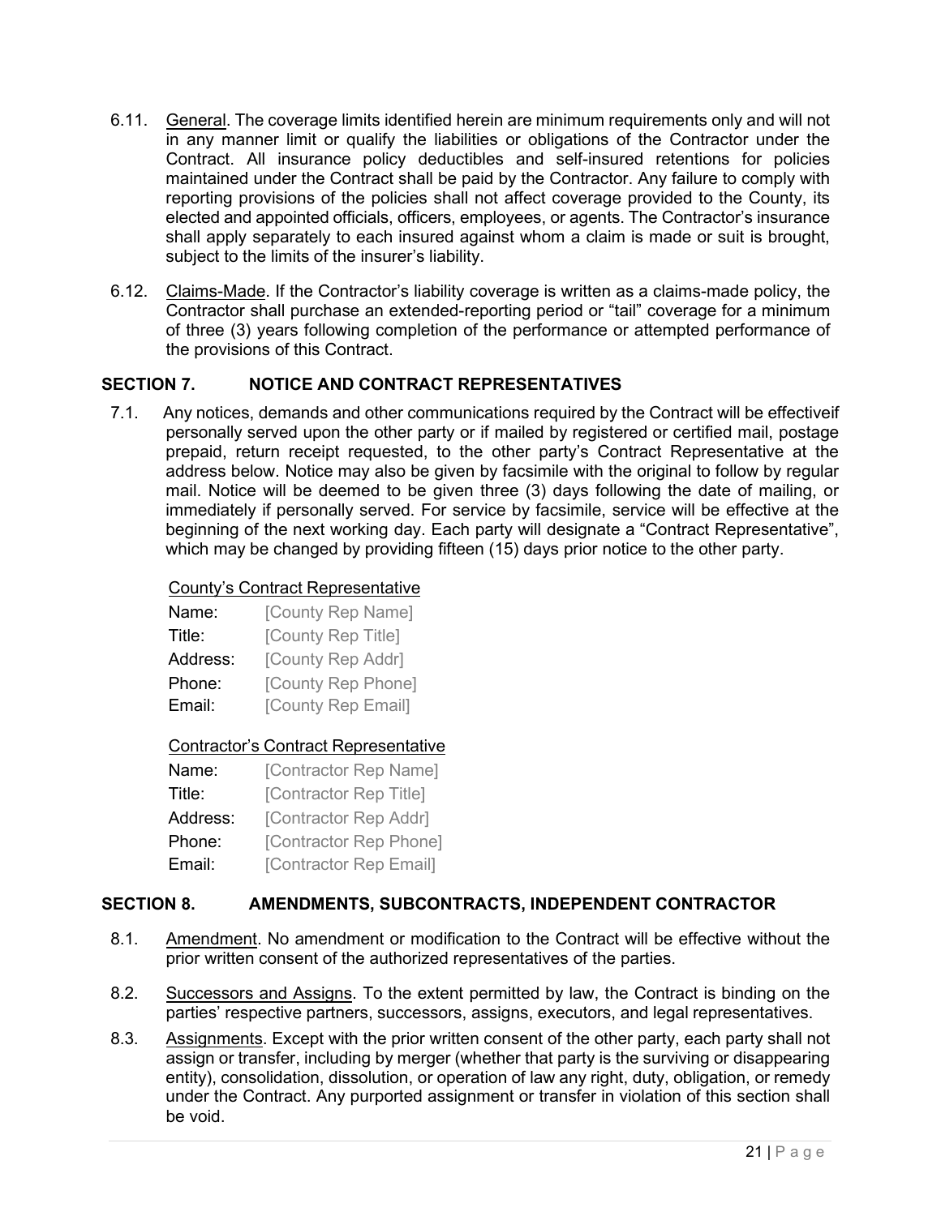6.11. General. The coverage limits identified herein are minimum requirements only and will not in any manner limit or qualify the liabilities or obligations of the Contractor under the Contract. All insurance policy deductibles and self-insured retentions for policies maintained under the Contract shall be paid by the Contractor. Any failure to comply with reporting provisions of the policies shall not affect coverage provided to the County, its elected and appointed officials, officers, employees, or agents. The Contractor's insurance shall apply separately to each insured against whom a claim is made or suit is brought, subject to the limits of the insurer's liability.

6.12. Claims-Made. If the Contractor's liability coverage is written as a claims-made policy, the Contractor shall purchase an extended-reporting period or "tail" coverage for a minimum of three (3) years following completion of the performance or attempted performance of the provisions of this Contract.

## SECTION 7. NOTICE AND CONTRACT REPRESENTATIVES

7.1. Any notices, demands and other communications required by the Contract will be effectiveif personally served upon the other party or if mailed by registered or certified mail, postage prepaid, return receipt requested, to the other party's Contract Representative at the address below. Notice may also be given by facsimile with the original to follow by regular mail. Notice will be deemed to be given three (3) days following the date of mailing, or immediately if personally served. For service by facsimile, service will be effective at the beginning of the next working day. Each party will designate a "Contract Representative", which may be changed by providing fifteen (15) days prior notice to the other party.

County's Contract Representative

Name: [County Rep Name]
Title: [County Rep Title]
Address: [County Rep Addr]
Phone: [County Rep Phone]
Email: [County Rep Email]

Contractor's Contract Representative

Name: [Contractor Rep Name]
Title: [Contractor Rep Title]
Address: [Contractor Rep Addr]
Phone: [Contractor Rep Phone]
Email: [Contractor Rep Email]

## SECTION 8. AMENDMENTS, SUBCONTRACTS, INDEPENDENT CONTRACTOR

8.1. Amendment. No amendment or modification to the Contract will be effective without the prior written consent of the authorized representatives of the parties.

8.2. Successors and Assigns. To the extent permitted by law, the Contract is binding on the parties' respective partners, successors, assigns, executors, and legal representatives.

8.3. Assignments. Except with the prior written consent of the other party, each party shall not assign or transfer, including by merger (whether that party is the surviving or disappearing entity), consolidation, dissolution, or operation of law any right, duty, obligation, or remedy under the Contract. Any purported assignment or transfer in violation of this section shall be void.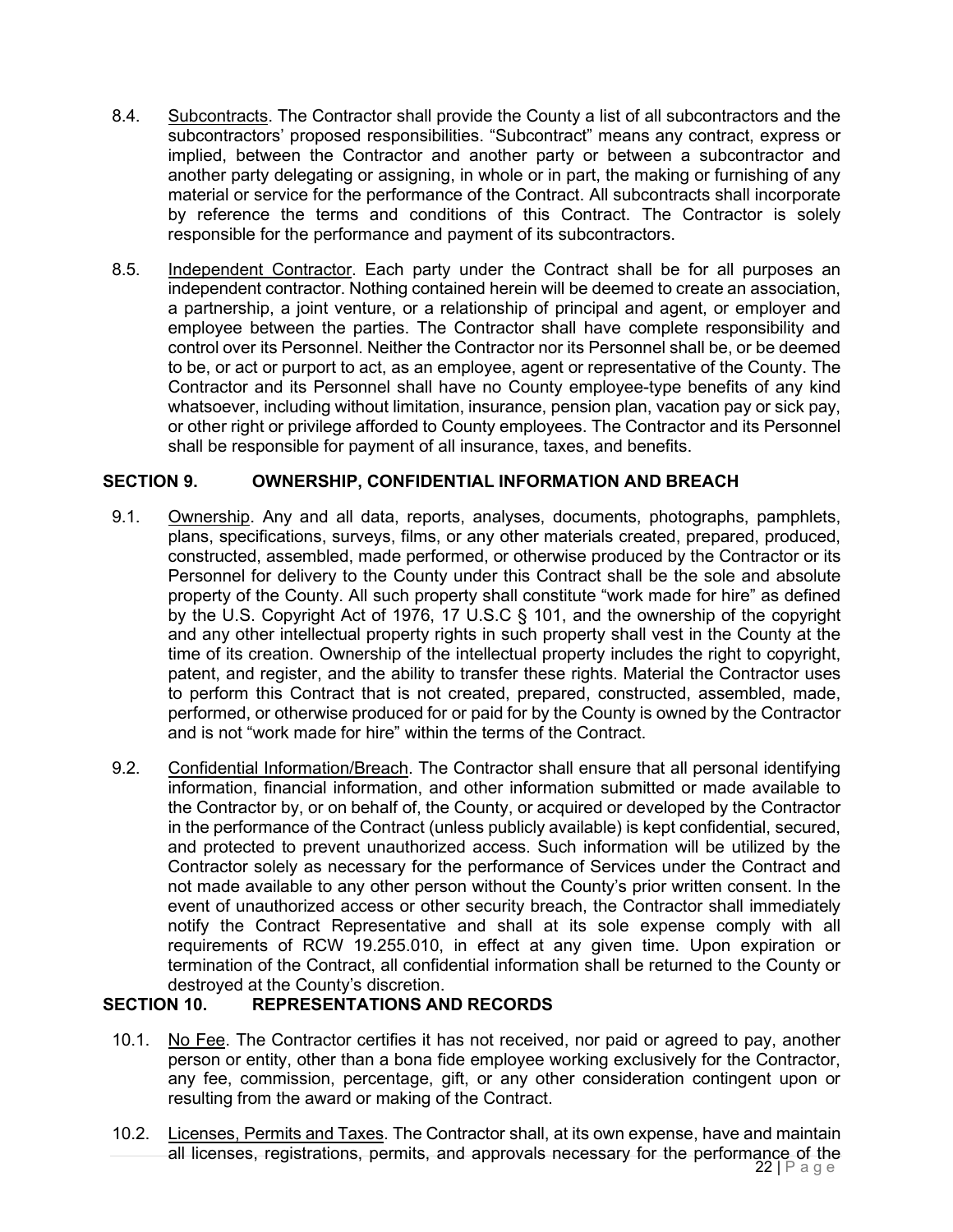8.4. Subcontracts. The Contractor shall provide the County a list of all subcontractors and the subcontractors' proposed responsibilities. "Subcontract" means any contract, express or implied, between the Contractor and another party or between a subcontractor and another party delegating or assigning, in whole or in part, the making or furnishing of any material or service for the performance of the Contract. All subcontracts shall incorporate by reference the terms and conditions of this Contract. The Contractor is solely responsible for the performance and payment of its subcontractors.

8.5. Independent Contractor. Each party under the Contract shall be for all purposes an independent contractor. Nothing contained herein will be deemed to create an association, a partnership, a joint venture, or a relationship of principal and agent, or employer and employee between the parties. The Contractor shall have complete responsibility and control over its Personnel. Neither the Contractor nor its Personnel shall be, or be deemed to be, or act or purport to act, as an employee, agent or representative of the County. The Contractor and its Personnel shall have no County employee-type benefits of any kind whatsoever, including without limitation, insurance, pension plan, vacation pay or sick pay, or other right or privilege afforded to County employees. The Contractor and its Personnel shall be responsible for payment of all insurance, taxes, and benefits.

## SECTION 9. OWNERSHIP, CONFIDENTIAL INFORMATION AND BREACH

9.1. Ownership. Any and all data, reports, analyses, documents, photographs, pamphlets, plans, specifications, surveys, films, or any other materials created, prepared, produced, constructed, assembled, made performed, or otherwise produced by the Contractor or its Personnel for delivery to the County under this Contract shall be the sole and absolute property of the County. All such property shall constitute "work made for hire" as defined by the U.S. Copyright Act of 1976, 17 U.S.C § 101, and the ownership of the copyright and any other intellectual property rights in such property shall vest in the County at the time of its creation. Ownership of the intellectual property includes the right to copyright, patent, and register, and the ability to transfer these rights. Material the Contractor uses to perform this Contract that is not created, prepared, constructed, assembled, made, performed, or otherwise produced for or paid for by the County is owned by the Contractor and is not "work made for hire" within the terms of the Contract.

9.2. Confidential Information/Breach. The Contractor shall ensure that all personal identifying information, financial information, and other information submitted or made available to the Contractor by, or on behalf of, the County, or acquired or developed by the Contractor in the performance of the Contract (unless publicly available) is kept confidential, secured, and protected to prevent unauthorized access. Such information will be utilized by the Contractor solely as necessary for the performance of Services under the Contract and not made available to any other person without the County's prior written consent. In the event of unauthorized access or other security breach, the Contractor shall immediately notify the Contract Representative and shall at its sole expense comply with all requirements of RCW 19.255.010, in effect at any given time. Upon expiration or termination of the Contract, all confidential information shall be returned to the County or destroyed at the County's discretion.

## SECTION 10. REPRESENTATIONS AND RECORDS

10.1. No Fee. The Contractor certifies it has not received, nor paid or agreed to pay, another person or entity, other than a bona fide employee working exclusively for the Contractor, any fee, commission, percentage, gift, or any other consideration contingent upon or resulting from the award or making of the Contract.

10.2. Licenses, Permits and Taxes. The Contractor shall, at its own expense, have and maintain all licenses, registrations, permits, and approvals necessary for the performance of the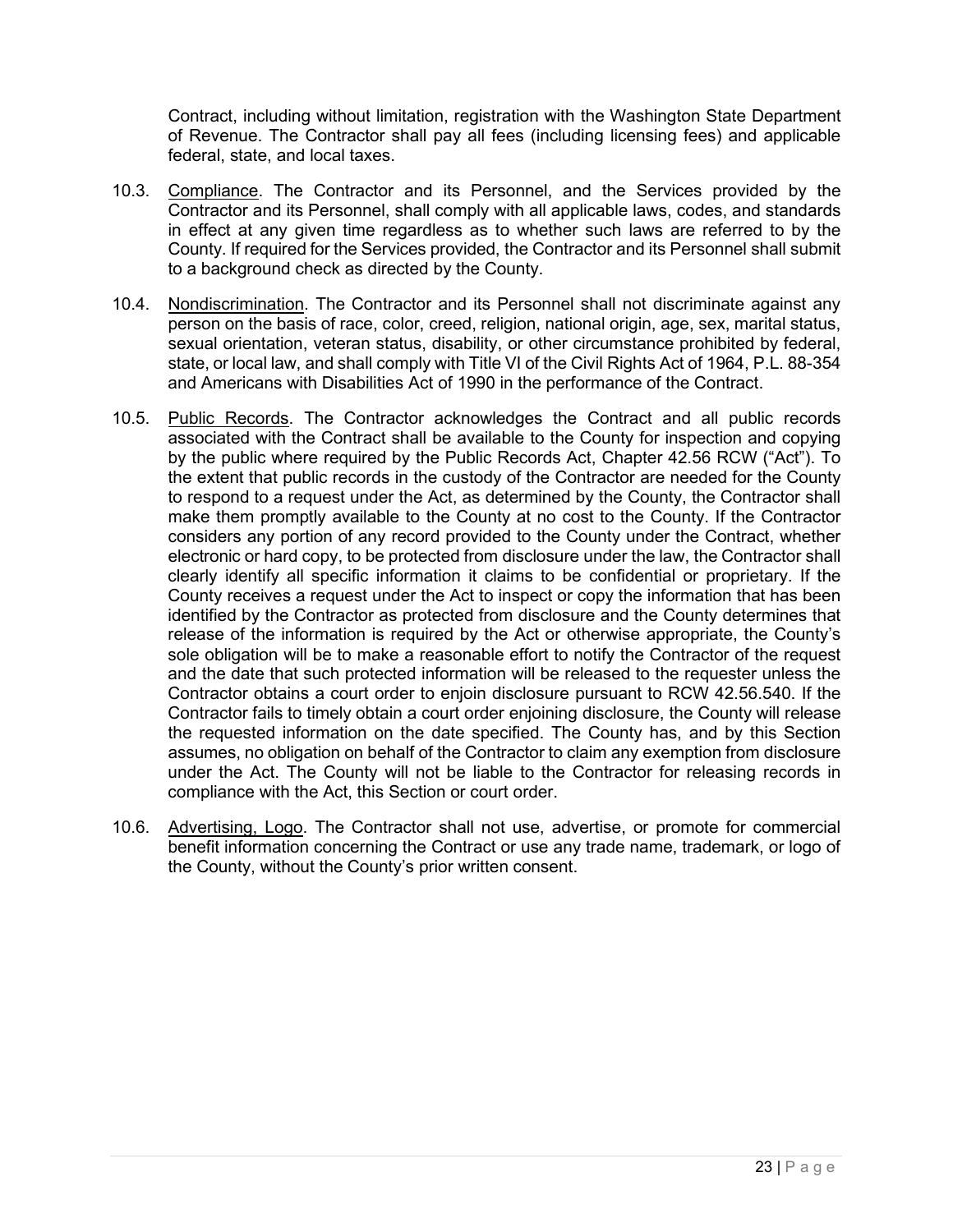Contract, including without limitation, registration with the Washington State Department of Revenue. The Contractor shall pay all fees (including licensing fees) and applicable federal, state, and local taxes.

10.3. Compliance. The Contractor and its Personnel, and the Services provided by the Contractor and its Personnel, shall comply with all applicable laws, codes, and standards in effect at any given time regardless as to whether such laws are referred to by the County. If required for the Services provided, the Contractor and its Personnel shall submit to a background check as directed by the County.

10.4. Nondiscrimination. The Contractor and its Personnel shall not discriminate against any person on the basis of race, color, creed, religion, national origin, age, sex, marital status, sexual orientation, veteran status, disability, or other circumstance prohibited by federal, state, or local law, and shall comply with Title VI of the Civil Rights Act of 1964, P.L. 88-354 and Americans with Disabilities Act of 1990 in the performance of the Contract.

10.5. Public Records. The Contractor acknowledges the Contract and all public records associated with the Contract shall be available to the County for inspection and copying by the public where required by the Public Records Act, Chapter 42.56 RCW ("Act"). To the extent that public records in the custody of the Contractor are needed for the County to respond to a request under the Act, as determined by the County, the Contractor shall make them promptly available to the County at no cost to the County. If the Contractor considers any portion of any record provided to the County under the Contract, whether electronic or hard copy, to be protected from disclosure under the law, the Contractor shall clearly identify all specific information it claims to be confidential or proprietary. If the County receives a request under the Act to inspect or copy the information that has been identified by the Contractor as protected from disclosure and the County determines that release of the information is required by the Act or otherwise appropriate, the County's sole obligation will be to make a reasonable effort to notify the Contractor of the request and the date that such protected information will be released to the requester unless the Contractor obtains a court order to enjoin disclosure pursuant to RCW 42.56.540. If the Contractor fails to timely obtain a court order enjoining disclosure, the County will release the requested information on the date specified. The County has, and by this Section assumes, no obligation on behalf of the Contractor to claim any exemption from disclosure under the Act. The County will not be liable to the Contractor for releasing records in compliance with the Act, this Section or court order.

10.6. Advertising, Logo. The Contractor shall not use, advertise, or promote for commercial benefit information concerning the Contract or use any trade name, trademark, or logo of the County, without the County's prior written consent.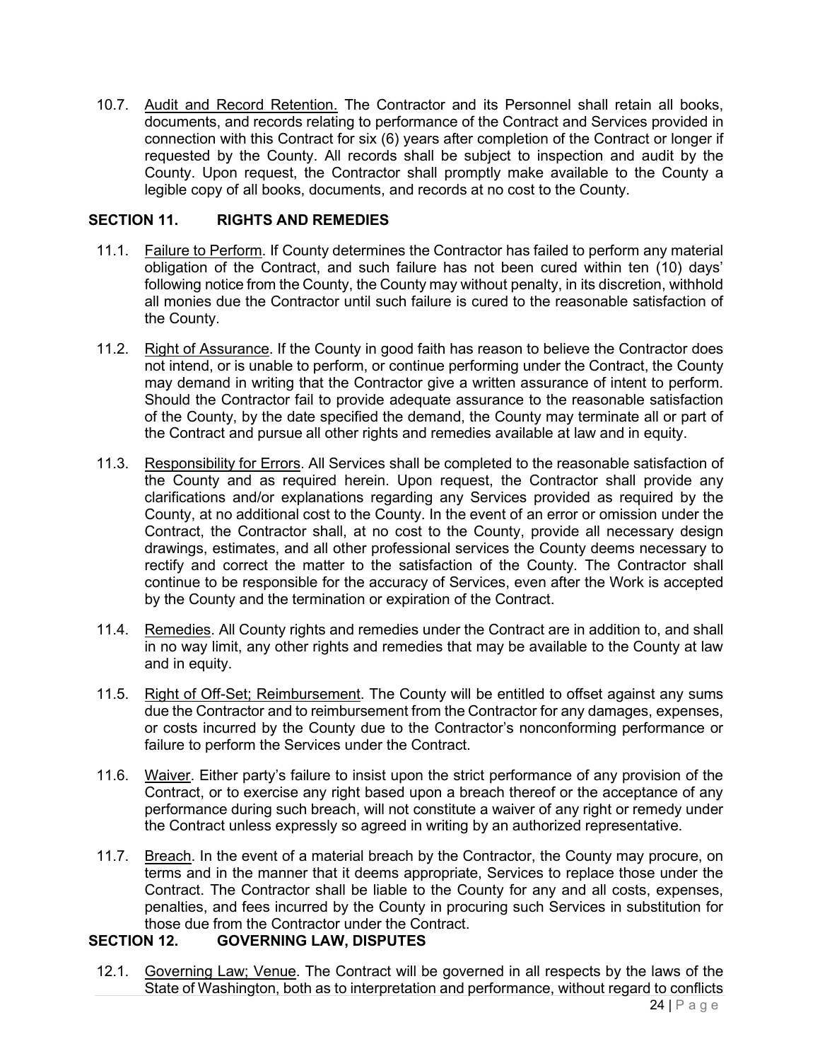10.7. Audit and Record Retention. The Contractor and its Personnel shall retain all books, documents, and records relating to performance of the Contract and Services provided in connection with this Contract for six (6) years after completion of the Contract or longer if requested by the County. All records shall be subject to inspection and audit by the County. Upon request, the Contractor shall promptly make available to the County a legible copy of all books, documents, and records at no cost to the County.

## SECTION 11. RIGHTS AND REMEDIES

11.1. Failure to Perform. If County determines the Contractor has failed to perform any material obligation of the Contract, and such failure has not been cured within ten (10) days' following notice from the County, the County may without penalty, in its discretion, withhold all monies due the Contractor until such failure is cured to the reasonable satisfaction of the County.

11.2. Right of Assurance. If the County in good faith has reason to believe the Contractor does not intend, or is unable to perform, or continue performing under the Contract, the County may demand in writing that the Contractor give a written assurance of intent to perform. Should the Contractor fail to provide adequate assurance to the reasonable satisfaction of the County, by the date specified the demand, the County may terminate all or part of the Contract and pursue all other rights and remedies available at law and in equity.

11.3. Responsibility for Errors. All Services shall be completed to the reasonable satisfaction of the County and as required herein. Upon request, the Contractor shall provide any clarifications and/or explanations regarding any Services provided as required by the County, at no additional cost to the County. In the event of an error or omission under the Contract, the Contractor shall, at no cost to the County, provide all necessary design drawings, estimates, and all other professional services the County deems necessary to rectify and correct the matter to the satisfaction of the County. The Contractor shall continue to be responsible for the accuracy of Services, even after the Work is accepted by the County and the termination or expiration of the Contract.

11.4. Remedies. All County rights and remedies under the Contract are in addition to, and shall in no way limit, any other rights and remedies that may be available to the County at law and in equity.

11.5. Right of Off-Set; Reimbursement. The County will be entitled to offset against any sums due the Contractor and to reimbursement from the Contractor for any damages, expenses, or costs incurred by the County due to the Contractor's nonconforming performance or failure to perform the Services under the Contract.

11.6. Waiver. Either party's failure to insist upon the strict performance of any provision of the Contract, or to exercise any right based upon a breach thereof or the acceptance of any performance during such breach, will not constitute a waiver of any right or remedy under the Contract unless expressly so agreed in writing by an authorized representative.

11.7. Breach. In the event of a material breach by the Contractor, the County may procure, on terms and in the manner that it deems appropriate, Services to replace those under the Contract. The Contractor shall be liable to the County for any and all costs, expenses, penalties, and fees incurred by the County in procuring such Services in substitution for those due from the Contractor under the Contract.

## SECTION 12. GOVERNING LAW, DISPUTES

12.1. Governing Law; Venue. The Contract will be governed in all respects by the laws of the State of Washington, both as to interpretation and performance, without regard to conflicts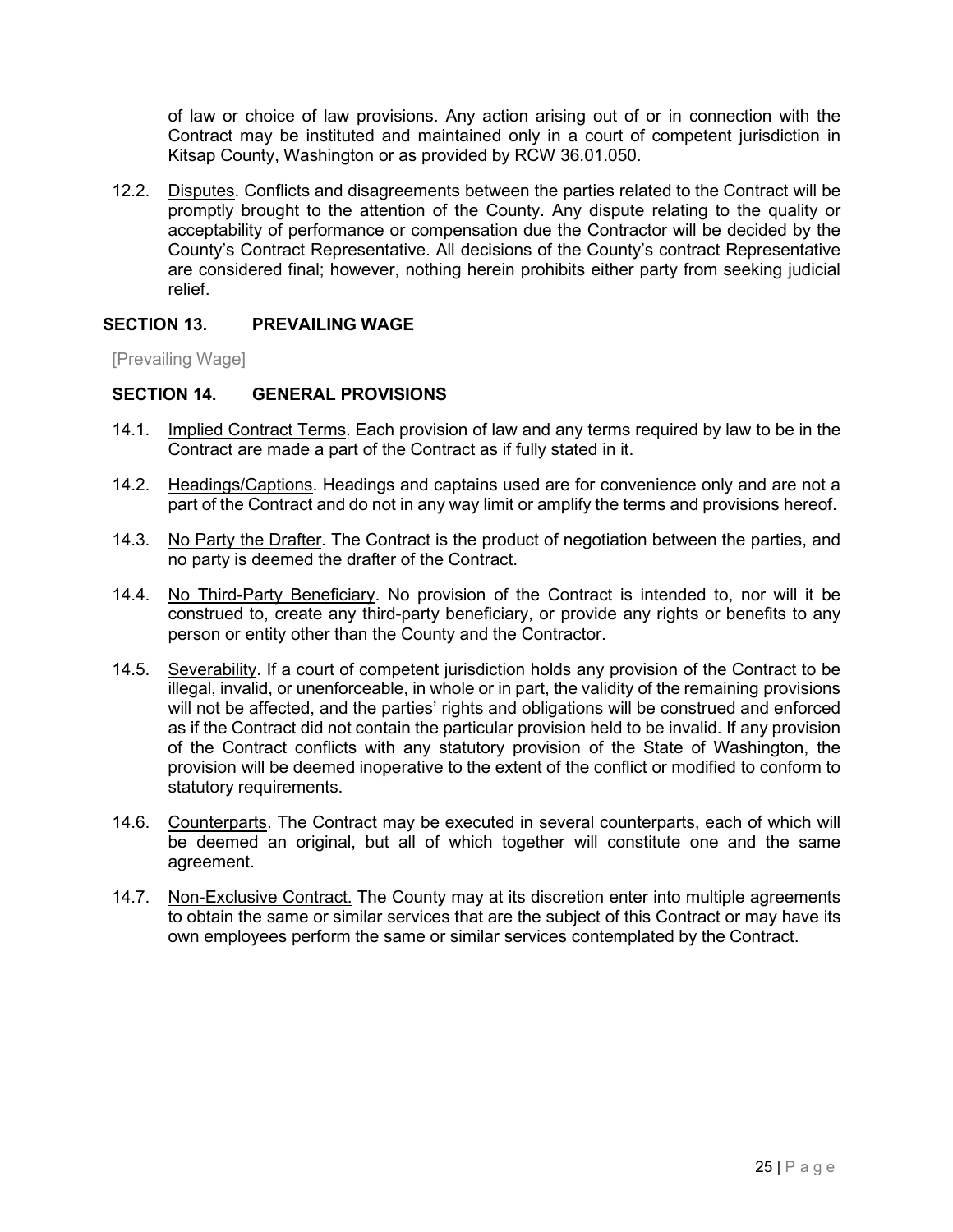of law or choice of law provisions. Any action arising out of or in connection with the Contract may be instituted and maintained only in a court of competent jurisdiction in Kitsap County, Washington or as provided by RCW 36.01.050.

12.2. Disputes. Conflicts and disagreements between the parties related to the Contract will be promptly brought to the attention of the County. Any dispute relating to the quality or acceptability of performance or compensation due the Contractor will be decided by the County's Contract Representative. All decisions of the County's contract Representative are considered final; however, nothing herein prohibits either party from seeking judicial relief.

## SECTION 13. PREVAILING WAGE

[Prevailing Wage]

## SECTION 14. GENERAL PROVISIONS

14.1. Implied Contract Terms. Each provision of law and any terms required by law to be in the Contract are made a part of the Contract as if fully stated in it.

14.2. Headings/Captions. Headings and captains used are for convenience only and are not a part of the Contract and do not in any way limit or amplify the terms and provisions hereof.

14.3. No Party the Drafter. The Contract is the product of negotiation between the parties, and no party is deemed the drafter of the Contract.

14.4. No Third-Party Beneficiary. No provision of the Contract is intended to, nor will it be construed to, create any third-party beneficiary, or provide any rights or benefits to any person or entity other than the County and the Contractor.

14.5. Severability. If a court of competent jurisdiction holds any provision of the Contract to be illegal, invalid, or unenforceable, in whole or in part, the validity of the remaining provisions will not be affected, and the parties' rights and obligations will be construed and enforced as if the Contract did not contain the particular provision held to be invalid. If any provision of the Contract conflicts with any statutory provision of the State of Washington, the provision will be deemed inoperative to the extent of the conflict or modified to conform to statutory requirements.

14.6. Counterparts. The Contract may be executed in several counterparts, each of which will be deemed an original, but all of which together will constitute one and the same agreement.

14.7. Non-Exclusive Contract. The County may at its discretion enter into multiple agreements to obtain the same or similar services that are the subject of this Contract or may have its own employees perform the same or similar services contemplated by the Contract.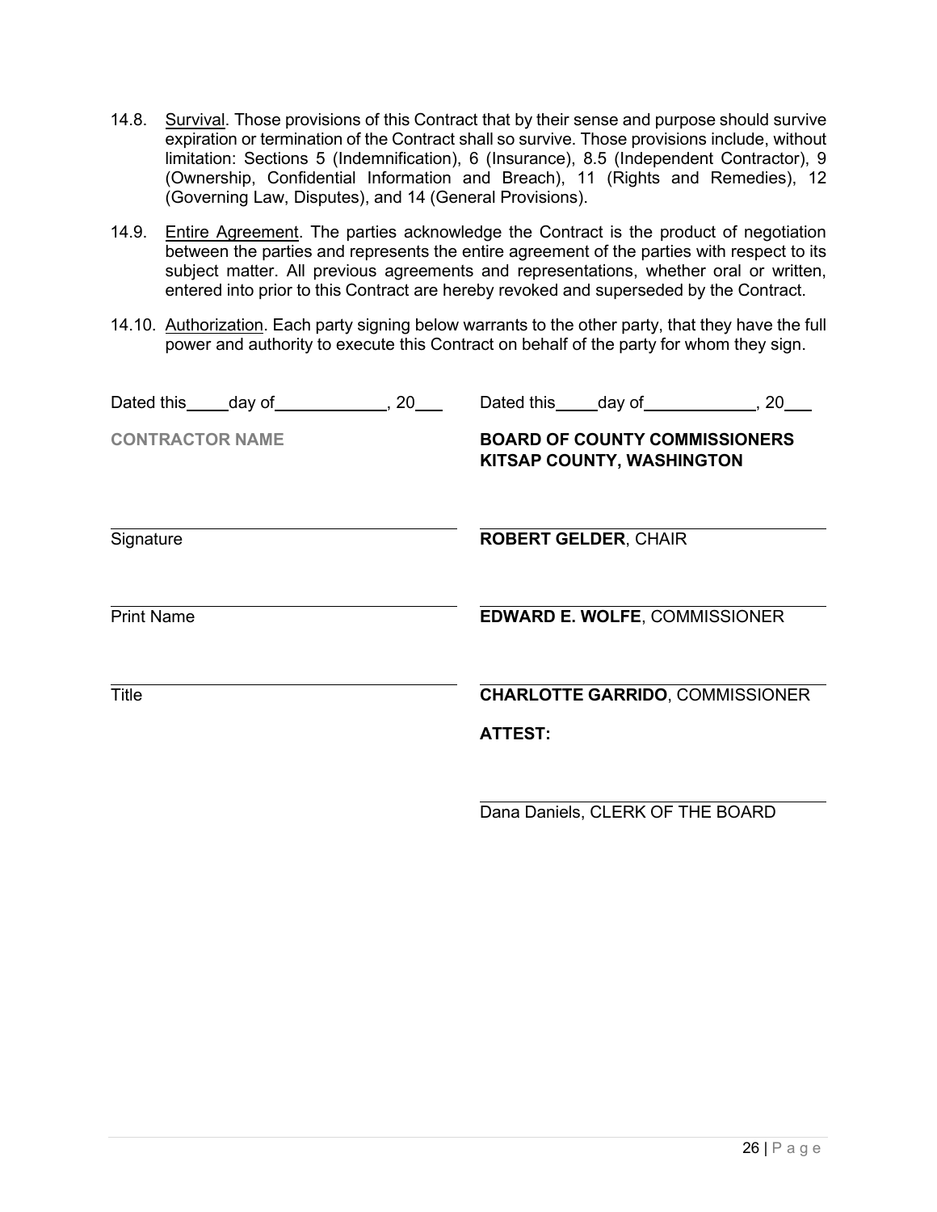14.8. Survival. Those provisions of this Contract that by their sense and purpose should survive expiration or termination of the Contract shall so survive. Those provisions include, without limitation: Sections 5 (Indemnification), 6 (Insurance), 8.5 (Independent Contractor), 9 (Ownership, Confidential Information and Breach), 11 (Rights and Remedies), 12 (Governing Law, Disputes), and 14 (General Provisions).

14.9. Entire Agreement. The parties acknowledge the Contract is the product of negotiation between the parties and represents the entire agreement of the parties with respect to its subject matter. All previous agreements and representations, whether oral or written, entered into prior to this Contract are hereby revoked and superseded by the Contract.

14.10. Authorization. Each party signing below warrants to the other party, that they have the full power and authority to execute this Contract on behalf of the party for whom they sign.

Dated this_____day of____________, 20___

**CONTRACTOR NAME**

______________________________
Signature

______________________________
Print Name

______________________________
Title

Dated this_____day of____________, 20___

**BOARD OF COUNTY COMMISSIONERS**
**KITSAP COUNTY, WASHINGTON**

______________________________
**ROBERT GELDER**, CHAIR

______________________________
**EDWARD E. WOLFE**, COMMISSIONER

______________________________
**CHARLOTTE GARRIDO**, COMMISSIONER

**ATTEST:**

______________________________
Dana Daniels, CLERK OF THE BOARD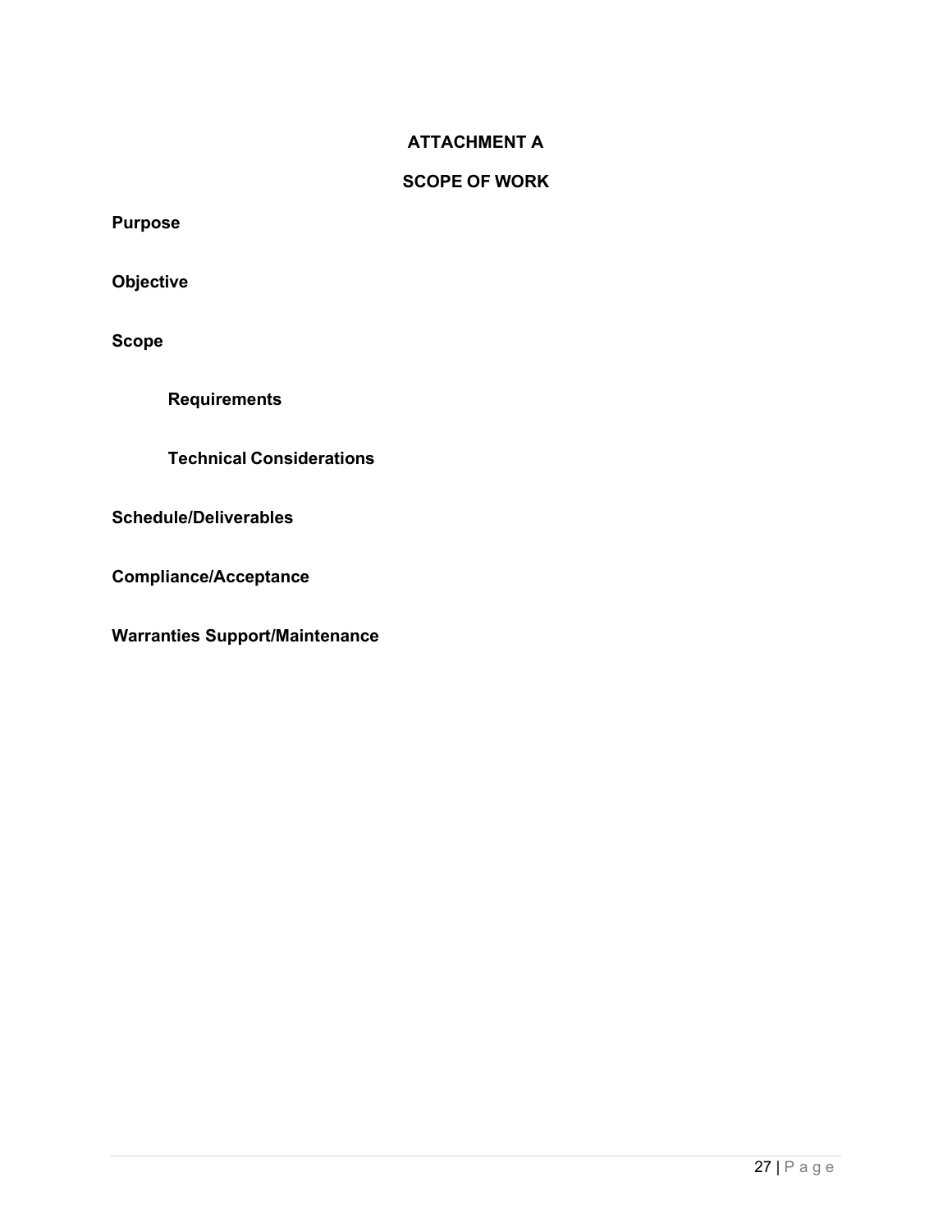# ATTACHMENT A

# SCOPE OF WORK

## Purpose

## Objective

## Scope

### Requirements

### Technical Considerations

## Schedule/Deliverables

## Compliance/Acceptance

## Warranties Support/Maintenance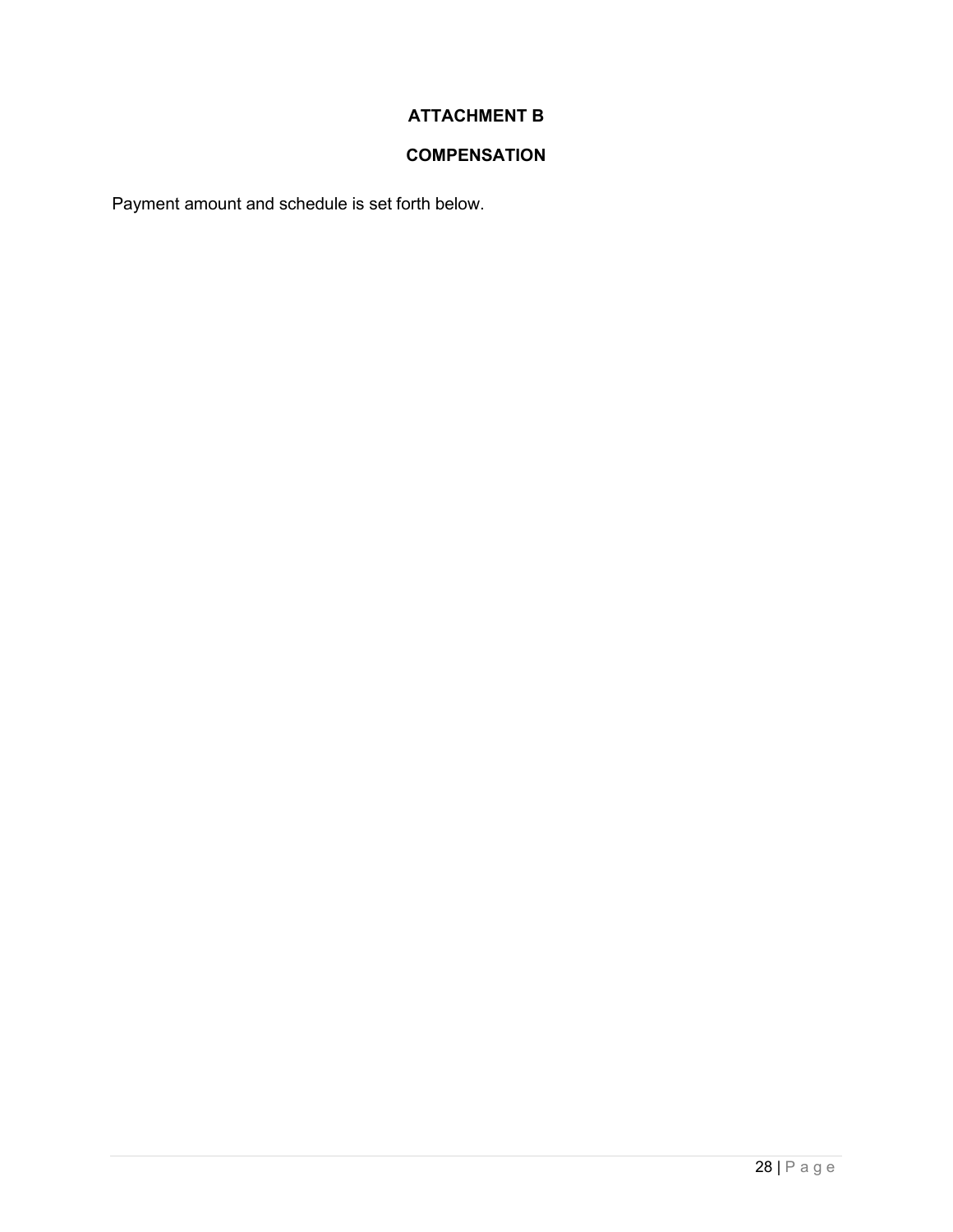## ATTACHMENT B

## COMPENSATION

Payment amount and schedule is set forth below.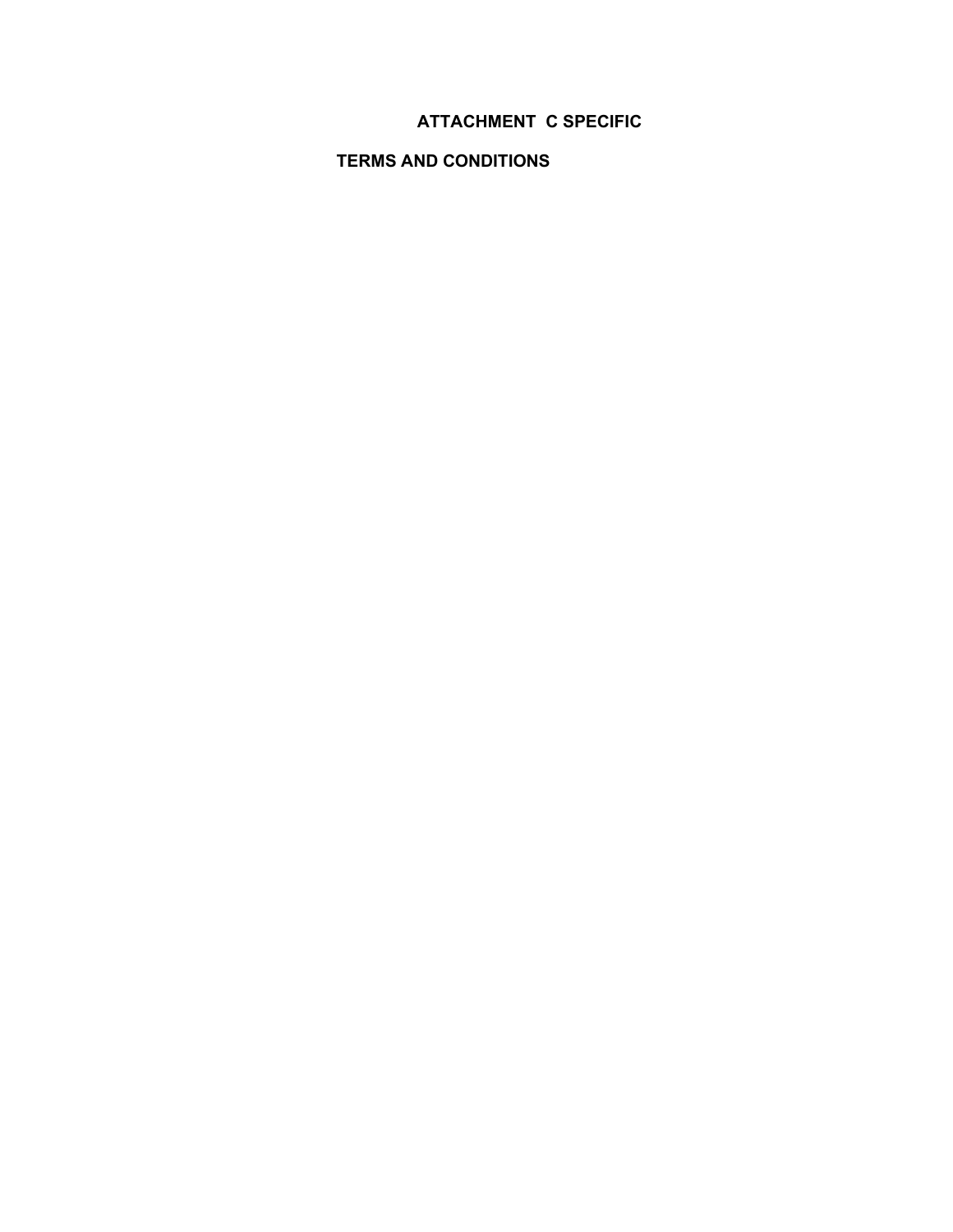## ATTACHMENT C SPECIFIC

## TERMS AND CONDITIONS